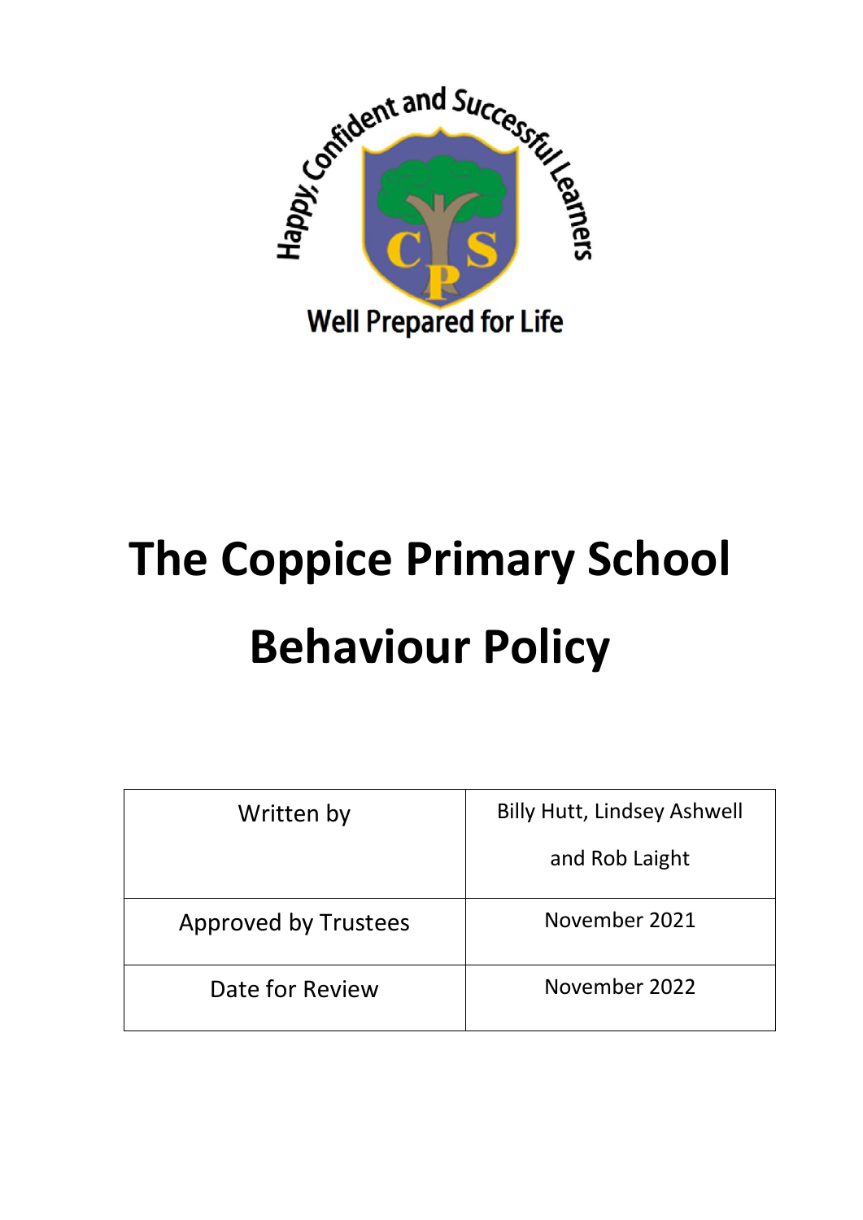Happy, Confident and Successful Learners

Well Prepared for Life

# The Coppice Primary School

# Behaviour Policy

| Written by | Billy Hutt, Lindsey Ashwell and Rob Laight |
| --- | --- |
| Approved by Trustees | November 2021 |
| Date for Review | November 2022 |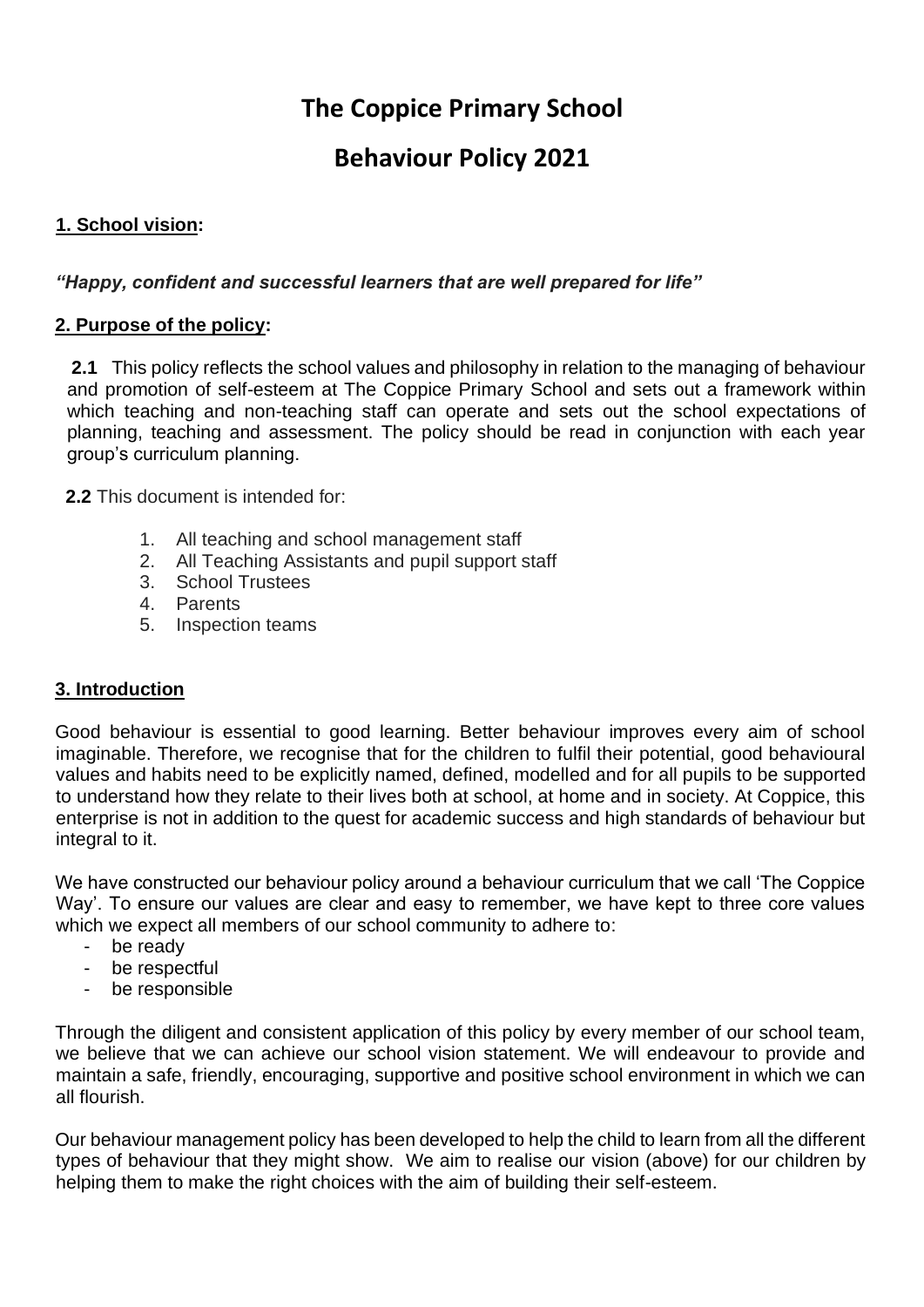# The Coppice Primary School

# Behaviour Policy 2021

## 1. School vision:

***"Happy, confident and successful learners that are well prepared for life"***

## 2. Purpose of the policy:

**2.1** This policy reflects the school values and philosophy in relation to the managing of behaviour and promotion of self-esteem at The Coppice Primary School and sets out a framework within which teaching and non-teaching staff can operate and sets out the school expectations of planning, teaching and assessment. The policy should be read in conjunction with each year group's curriculum planning.

**2.2** This document is intended for:

1. All teaching and school management staff
2. All Teaching Assistants and pupil support staff
3. School Trustees
4. Parents
5. Inspection teams

## 3. Introduction

Good behaviour is essential to good learning. Better behaviour improves every aim of school imaginable. Therefore, we recognise that for the children to fulfil their potential, good behavioural values and habits need to be explicitly named, defined, modelled and for all pupils to be supported to understand how they relate to their lives both at school, at home and in society. At Coppice, this enterprise is not in addition to the quest for academic success and high standards of behaviour but integral to it.

We have constructed our behaviour policy around a behaviour curriculum that we call 'The Coppice Way'. To ensure our values are clear and easy to remember, we have kept to three core values which we expect all members of our school community to adhere to:

- be ready
- be respectful
- be responsible

Through the diligent and consistent application of this policy by every member of our school team, we believe that we can achieve our school vision statement. We will endeavour to provide and maintain a safe, friendly, encouraging, supportive and positive school environment in which we can all flourish.

Our behaviour management policy has been developed to help the child to learn from all the different types of behaviour that they might show. We aim to realise our vision (above) for our children by helping them to make the right choices with the aim of building their self-esteem.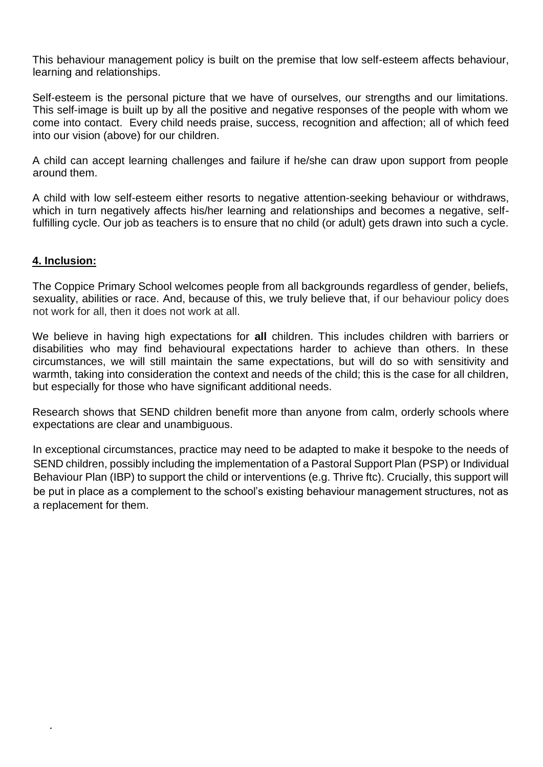This behaviour management policy is built on the premise that low self-esteem affects behaviour, learning and relationships.

Self-esteem is the personal picture that we have of ourselves, our strengths and our limitations. This self-image is built up by all the positive and negative responses of the people with whom we come into contact. Every child needs praise, success, recognition and affection; all of which feed into our vision (above) for our children.

A child can accept learning challenges and failure if he/she can draw upon support from people around them.

A child with low self-esteem either resorts to negative attention-seeking behaviour or withdraws, which in turn negatively affects his/her learning and relationships and becomes a negative, self-fulfilling cycle. Our job as teachers is to ensure that no child (or adult) gets drawn into such a cycle.

## **4. Inclusion:**

The Coppice Primary School welcomes people from all backgrounds regardless of gender, beliefs, sexuality, abilities or race. And, because of this, we truly believe that, if our behaviour policy does not work for all, then it does not work at all.

We believe in having high expectations for **all** children. This includes children with barriers or disabilities who may find behavioural expectations harder to achieve than others. In these circumstances, we will still maintain the same expectations, but will do so with sensitivity and warmth, taking into consideration the context and needs of the child; this is the case for all children, but especially for those who have significant additional needs.

Research shows that SEND children benefit more than anyone from calm, orderly schools where expectations are clear and unambiguous.

In exceptional circumstances, practice may need to be adapted to make it bespoke to the needs of SEND children, possibly including the implementation of a Pastoral Support Plan (PSP) or Individual Behaviour Plan (IBP) to support the child or interventions (e.g. Thrive ftc). Crucially, this support will be put in place as a complement to the school's existing behaviour management structures, not as a replacement for them.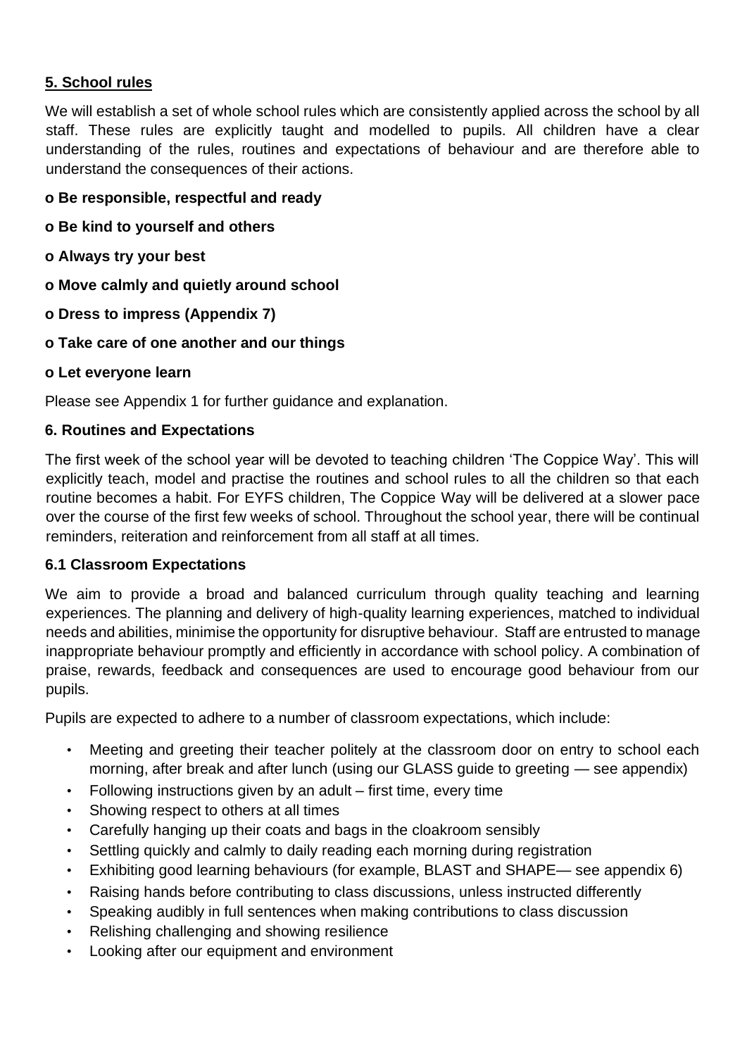## **5. School rules**

We will establish a set of whole school rules which are consistently applied across the school by all staff. These rules are explicitly taught and modelled to pupils. All children have a clear understanding of the rules, routines and expectations of behaviour and are therefore able to understand the consequences of their actions.

- **Be responsible, respectful and ready**
- **Be kind to yourself and others**
- **Always try your best**
- **Move calmly and quietly around school**
- **Dress to impress (Appendix 7)**
- **Take care of one another and our things**
- **Let everyone learn**

Please see Appendix 1 for further guidance and explanation.

## **6. Routines and Expectations**

The first week of the school year will be devoted to teaching children 'The Coppice Way'. This will explicitly teach, model and practise the routines and school rules to all the children so that each routine becomes a habit. For EYFS children, The Coppice Way will be delivered at a slower pace over the course of the first few weeks of school. Throughout the school year, there will be continual reminders, reiteration and reinforcement from all staff at all times.

### **6.1 Classroom Expectations**

We aim to provide a broad and balanced curriculum through quality teaching and learning experiences. The planning and delivery of high-quality learning experiences, matched to individual needs and abilities, minimise the opportunity for disruptive behaviour. Staff are entrusted to manage inappropriate behaviour promptly and efficiently in accordance with school policy. A combination of praise, rewards, feedback and consequences are used to encourage good behaviour from our pupils.

Pupils are expected to adhere to a number of classroom expectations, which include:

- Meeting and greeting their teacher politely at the classroom door on entry to school each morning, after break and after lunch (using our GLASS guide to greeting — see appendix)
- Following instructions given by an adult – first time, every time
- Showing respect to others at all times
- Carefully hanging up their coats and bags in the cloakroom sensibly
- Settling quickly and calmly to daily reading each morning during registration
- Exhibiting good learning behaviours (for example, BLAST and SHAPE— see appendix 6)
- Raising hands before contributing to class discussions, unless instructed differently
- Speaking audibly in full sentences when making contributions to class discussion
- Relishing challenging and showing resilience
- Looking after our equipment and environment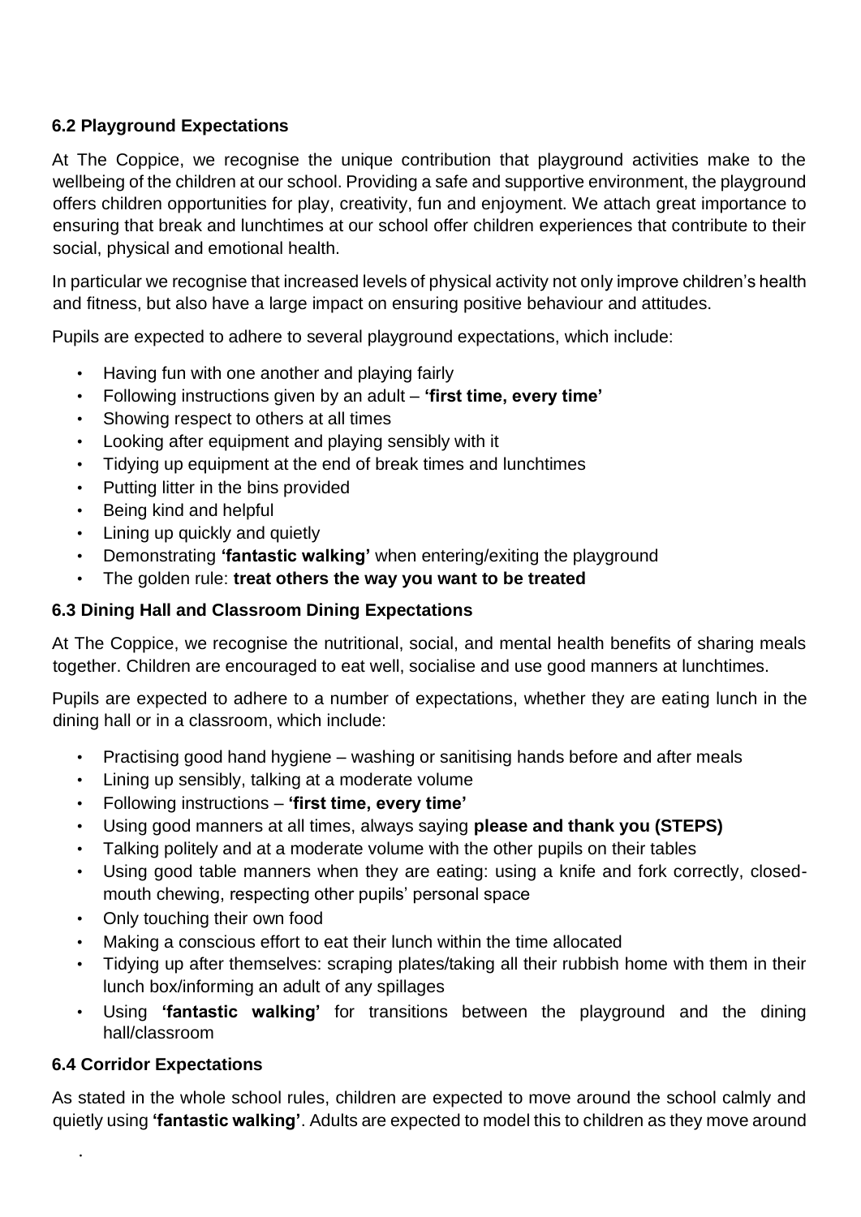### 6.2 Playground Expectations

At The Coppice, we recognise the unique contribution that playground activities make to the wellbeing of the children at our school. Providing a safe and supportive environment, the playground offers children opportunities for play, creativity, fun and enjoyment. We attach great importance to ensuring that break and lunchtimes at our school offer children experiences that contribute to their social, physical and emotional health.

In particular we recognise that increased levels of physical activity not only improve children's health and fitness, but also have a large impact on ensuring positive behaviour and attitudes.

Pupils are expected to adhere to several playground expectations, which include:

- Having fun with one another and playing fairly
- Following instructions given by an adult – **'first time, every time'**
- Showing respect to others at all times
- Looking after equipment and playing sensibly with it
- Tidying up equipment at the end of break times and lunchtimes
- Putting litter in the bins provided
- Being kind and helpful
- Lining up quickly and quietly
- Demonstrating **'fantastic walking'** when entering/exiting the playground
- The golden rule: **treat others the way you want to be treated**

### 6.3 Dining Hall and Classroom Dining Expectations

At The Coppice, we recognise the nutritional, social, and mental health benefits of sharing meals together. Children are encouraged to eat well, socialise and use good manners at lunchtimes.

Pupils are expected to adhere to a number of expectations, whether they are eating lunch in the dining hall or in a classroom, which include:

- Practising good hand hygiene – washing or sanitising hands before and after meals
- Lining up sensibly, talking at a moderate volume
- Following instructions – **'first time, every time'**
- Using good manners at all times, always saying **please and thank you (STEPS)**
- Talking politely and at a moderate volume with the other pupils on their tables
- Using good table manners when they are eating: using a knife and fork correctly, closed-mouth chewing, respecting other pupils' personal space
- Only touching their own food
- Making a conscious effort to eat their lunch within the time allocated
- Tidying up after themselves: scraping plates/taking all their rubbish home with them in their lunch box/informing an adult of any spillages
- Using **'fantastic walking'** for transitions between the playground and the dining hall/classroom

### 6.4 Corridor Expectations

As stated in the whole school rules, children are expected to move around the school calmly and quietly using **'fantastic walking'**. Adults are expected to model this to children as they move around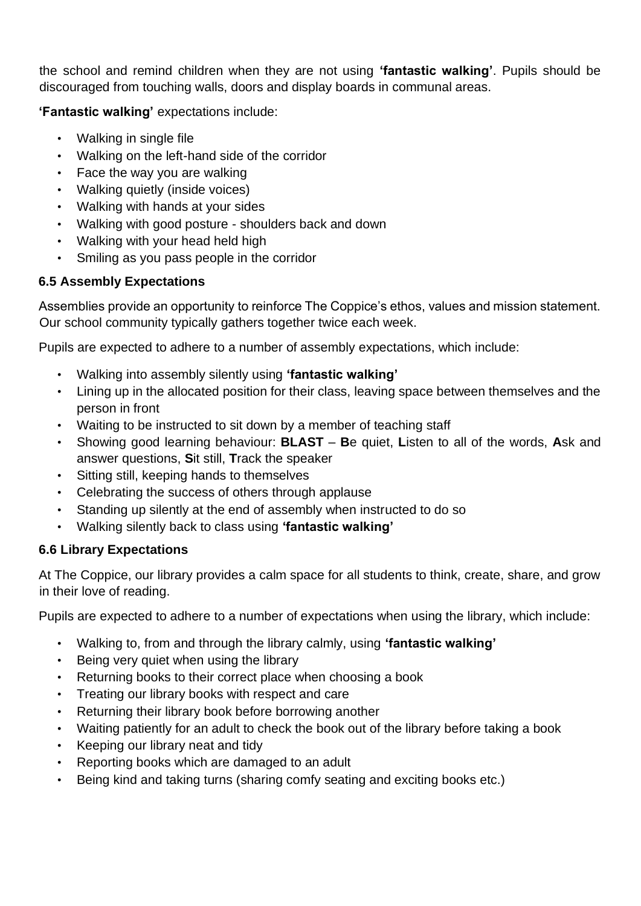the school and remind children when they are not using **'fantastic walking'**. Pupils should be discouraged from touching walls, doors and display boards in communal areas.

**'Fantastic walking'** expectations include:

- Walking in single file
- Walking on the left-hand side of the corridor
- Face the way you are walking
- Walking quietly (inside voices)
- Walking with hands at your sides
- Walking with good posture - shoulders back and down
- Walking with your head held high
- Smiling as you pass people in the corridor

### 6.5 Assembly Expectations

Assemblies provide an opportunity to reinforce The Coppice's ethos, values and mission statement. Our school community typically gathers together twice each week.

Pupils are expected to adhere to a number of assembly expectations, which include:

- Walking into assembly silently using **'fantastic walking'**
- Lining up in the allocated position for their class, leaving space between themselves and the person in front
- Waiting to be instructed to sit down by a member of teaching staff
- Showing good learning behaviour: **BLAST** – **B**e quiet, **L**isten to all of the words, **A**sk and answer questions, **S**it still, **T**rack the speaker
- Sitting still, keeping hands to themselves
- Celebrating the success of others through applause
- Standing up silently at the end of assembly when instructed to do so
- Walking silently back to class using **'fantastic walking'**

### 6.6 Library Expectations

At The Coppice, our library provides a calm space for all students to think, create, share, and grow in their love of reading.

Pupils are expected to adhere to a number of expectations when using the library, which include:

- Walking to, from and through the library calmly, using **'fantastic walking'**
- Being very quiet when using the library
- Returning books to their correct place when choosing a book
- Treating our library books with respect and care
- Returning their library book before borrowing another
- Waiting patiently for an adult to check the book out of the library before taking a book
- Keeping our library neat and tidy
- Reporting books which are damaged to an adult
- Being kind and taking turns (sharing comfy seating and exciting books etc.)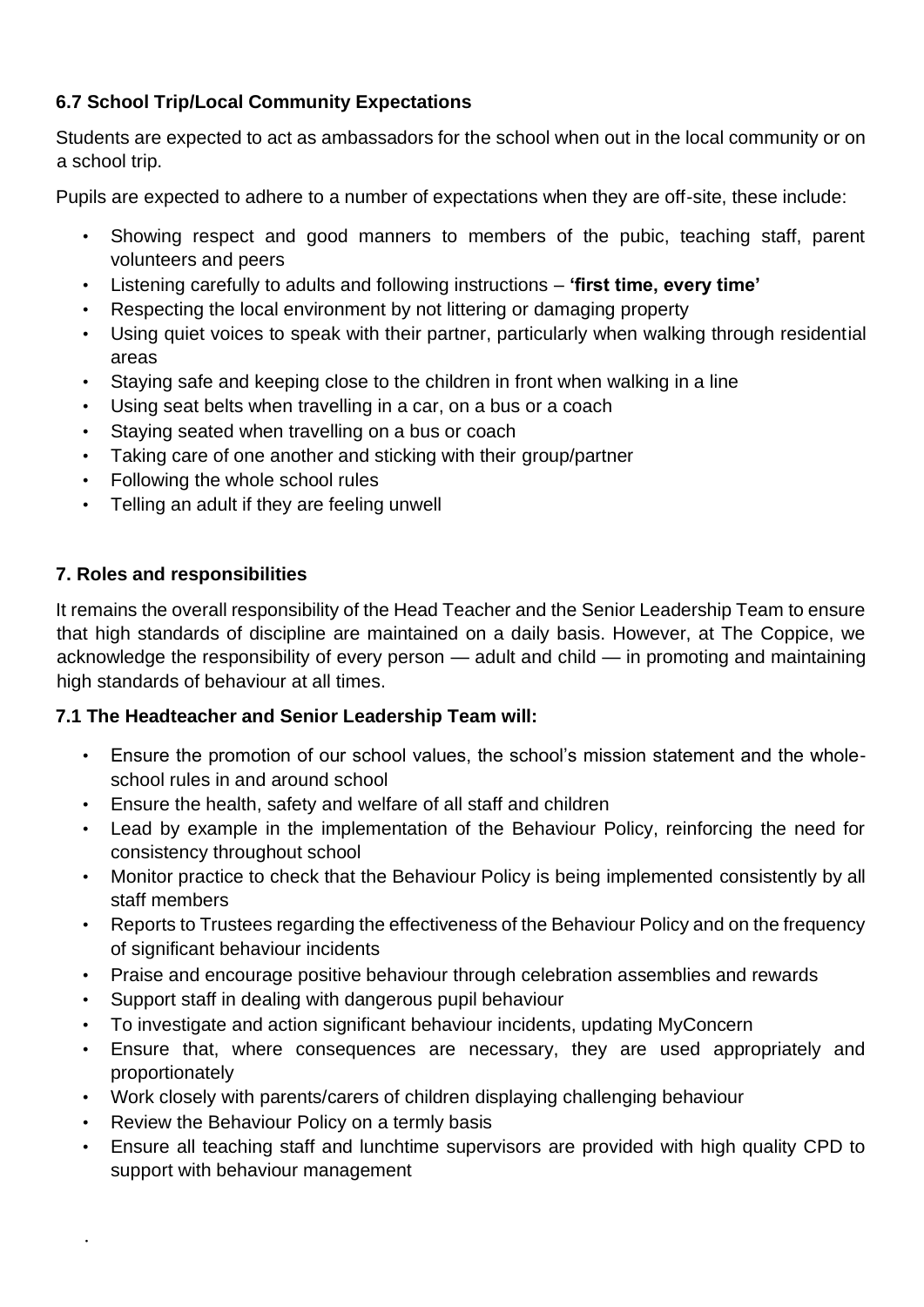### 6.7 School Trip/Local Community Expectations

Students are expected to act as ambassadors for the school when out in the local community or on a school trip.

Pupils are expected to adhere to a number of expectations when they are off-site, these include:

- Showing respect and good manners to members of the pubic, teaching staff, parent volunteers and peers
- Listening carefully to adults and following instructions – **'first time, every time'**
- Respecting the local environment by not littering or damaging property
- Using quiet voices to speak with their partner, particularly when walking through residential areas
- Staying safe and keeping close to the children in front when walking in a line
- Using seat belts when travelling in a car, on a bus or a coach
- Staying seated when travelling on a bus or coach
- Taking care of one another and sticking with their group/partner
- Following the whole school rules
- Telling an adult if they are feeling unwell

### 7. Roles and responsibilities

It remains the overall responsibility of the Head Teacher and the Senior Leadership Team to ensure that high standards of discipline are maintained on a daily basis. However, at The Coppice, we acknowledge the responsibility of every person — adult and child — in promoting and maintaining high standards of behaviour at all times.

### 7.1 The Headteacher and Senior Leadership Team will:

- Ensure the promotion of our school values, the school's mission statement and the whole-school rules in and around school
- Ensure the health, safety and welfare of all staff and children
- Lead by example in the implementation of the Behaviour Policy, reinforcing the need for consistency throughout school
- Monitor practice to check that the Behaviour Policy is being implemented consistently by all staff members
- Reports to Trustees regarding the effectiveness of the Behaviour Policy and on the frequency of significant behaviour incidents
- Praise and encourage positive behaviour through celebration assemblies and rewards
- Support staff in dealing with dangerous pupil behaviour
- To investigate and action significant behaviour incidents, updating MyConcern
- Ensure that, where consequences are necessary, they are used appropriately and proportionately
- Work closely with parents/carers of children displaying challenging behaviour
- Review the Behaviour Policy on a termly basis
- Ensure all teaching staff and lunchtime supervisors are provided with high quality CPD to support with behaviour management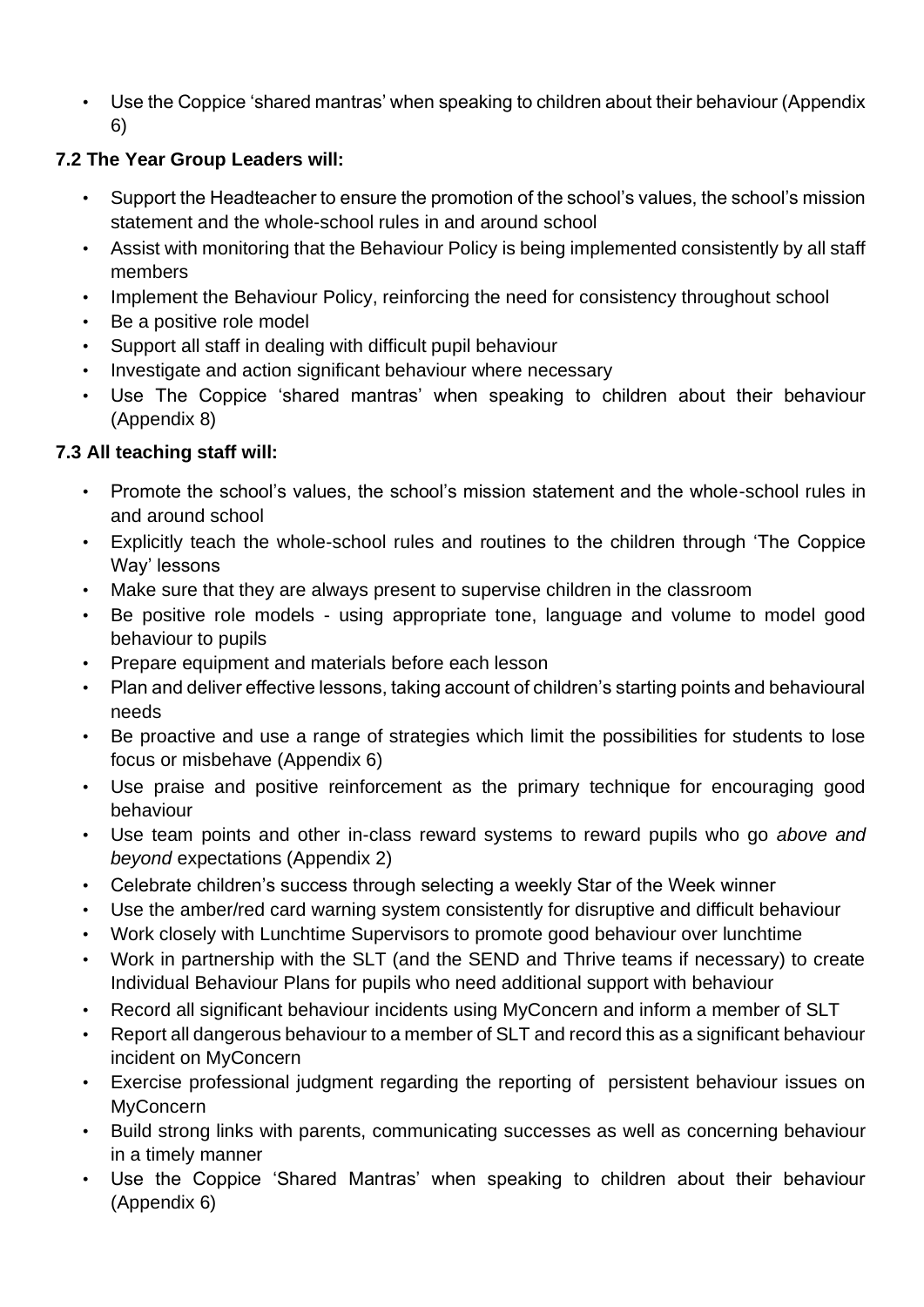- Use the Coppice 'shared mantras' when speaking to children about their behaviour (Appendix 6)

### 7.2 The Year Group Leaders will:

- Support the Headteacher to ensure the promotion of the school's values, the school's mission statement and the whole-school rules in and around school
- Assist with monitoring that the Behaviour Policy is being implemented consistently by all staff members
- Implement the Behaviour Policy, reinforcing the need for consistency throughout school
- Be a positive role model
- Support all staff in dealing with difficult pupil behaviour
- Investigate and action significant behaviour where necessary
- Use The Coppice 'shared mantras' when speaking to children about their behaviour (Appendix 8)

### 7.3 All teaching staff will:

- Promote the school's values, the school's mission statement and the whole-school rules in and around school
- Explicitly teach the whole-school rules and routines to the children through 'The Coppice Way' lessons
- Make sure that they are always present to supervise children in the classroom
- Be positive role models - using appropriate tone, language and volume to model good behaviour to pupils
- Prepare equipment and materials before each lesson
- Plan and deliver effective lessons, taking account of children's starting points and behavioural needs
- Be proactive and use a range of strategies which limit the possibilities for students to lose focus or misbehave (Appendix 6)
- Use praise and positive reinforcement as the primary technique for encouraging good behaviour
- Use team points and other in-class reward systems to reward pupils who go *above and beyond* expectations (Appendix 2)
- Celebrate children's success through selecting a weekly Star of the Week winner
- Use the amber/red card warning system consistently for disruptive and difficult behaviour
- Work closely with Lunchtime Supervisors to promote good behaviour over lunchtime
- Work in partnership with the SLT (and the SEND and Thrive teams if necessary) to create Individual Behaviour Plans for pupils who need additional support with behaviour
- Record all significant behaviour incidents using MyConcern and inform a member of SLT
- Report all dangerous behaviour to a member of SLT and record this as a significant behaviour incident on MyConcern
- Exercise professional judgment regarding the reporting of persistent behaviour issues on MyConcern
- Build strong links with parents, communicating successes as well as concerning behaviour in a timely manner
- Use the Coppice 'Shared Mantras' when speaking to children about their behaviour (Appendix 6)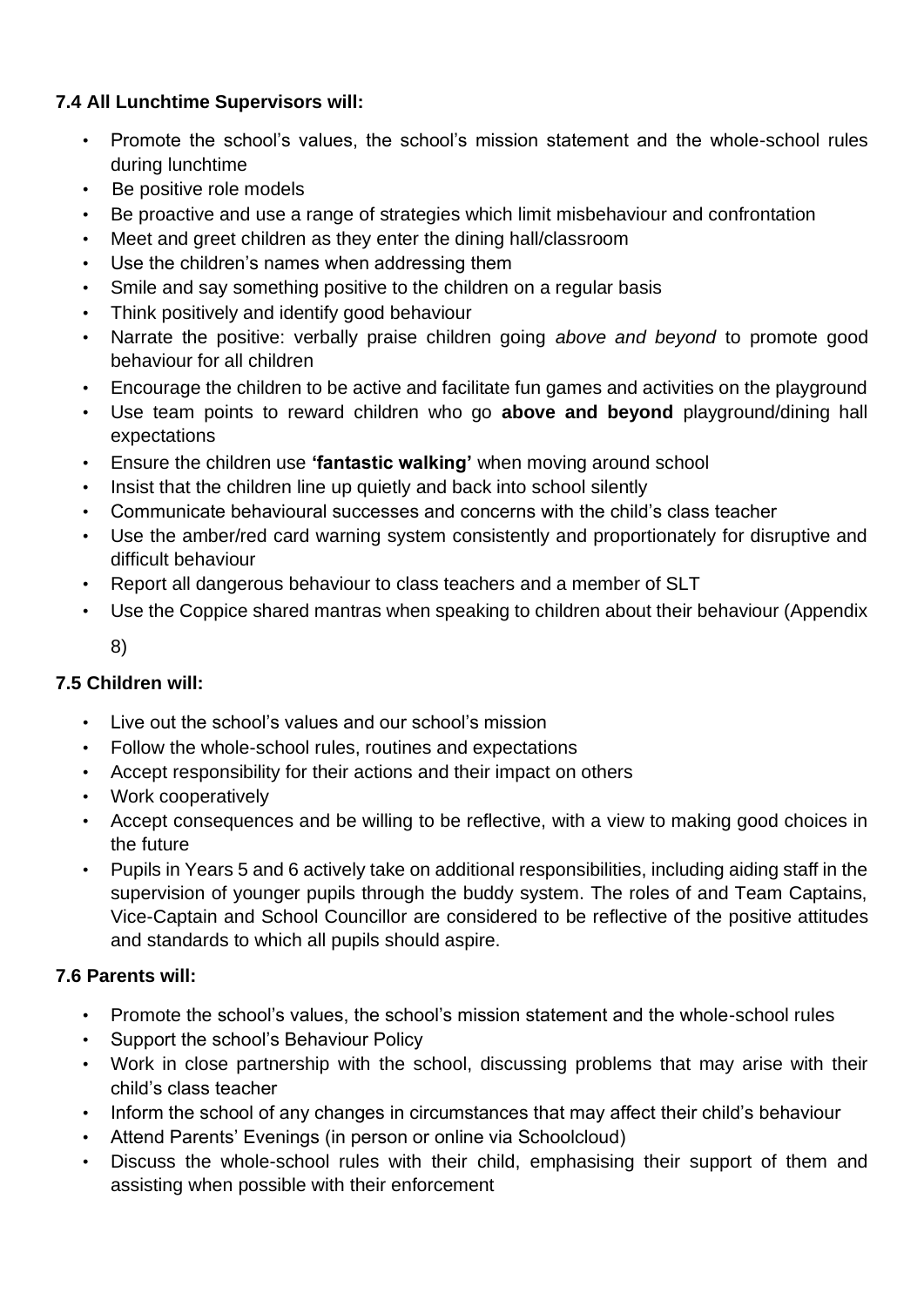### 7.4 All Lunchtime Supervisors will:

- Promote the school's values, the school's mission statement and the whole-school rules during lunchtime
- Be positive role models
- Be proactive and use a range of strategies which limit misbehaviour and confrontation
- Meet and greet children as they enter the dining hall/classroom
- Use the children's names when addressing them
- Smile and say something positive to the children on a regular basis
- Think positively and identify good behaviour
- Narrate the positive: verbally praise children going *above and beyond* to promote good behaviour for all children
- Encourage the children to be active and facilitate fun games and activities on the playground
- Use team points to reward children who go **above and beyond** playground/dining hall expectations
- Ensure the children use **'fantastic walking'** when moving around school
- Insist that the children line up quietly and back into school silently
- Communicate behavioural successes and concerns with the child's class teacher
- Use the amber/red card warning system consistently and proportionately for disruptive and difficult behaviour
- Report all dangerous behaviour to class teachers and a member of SLT
- Use the Coppice shared mantras when speaking to children about their behaviour (Appendix 8)

### 7.5 Children will:

- Live out the school's values and our school's mission
- Follow the whole-school rules, routines and expectations
- Accept responsibility for their actions and their impact on others
- Work cooperatively
- Accept consequences and be willing to be reflective, with a view to making good choices in the future
- Pupils in Years 5 and 6 actively take on additional responsibilities, including aiding staff in the supervision of younger pupils through the buddy system. The roles of and Team Captains, Vice-Captain and School Councillor are considered to be reflective of the positive attitudes and standards to which all pupils should aspire.

### 7.6 Parents will:

- Promote the school's values, the school's mission statement and the whole-school rules
- Support the school's Behaviour Policy
- Work in close partnership with the school, discussing problems that may arise with their child's class teacher
- Inform the school of any changes in circumstances that may affect their child's behaviour
- Attend Parents' Evenings (in person or online via Schoolcloud)
- Discuss the whole-school rules with their child, emphasising their support of them and assisting when possible with their enforcement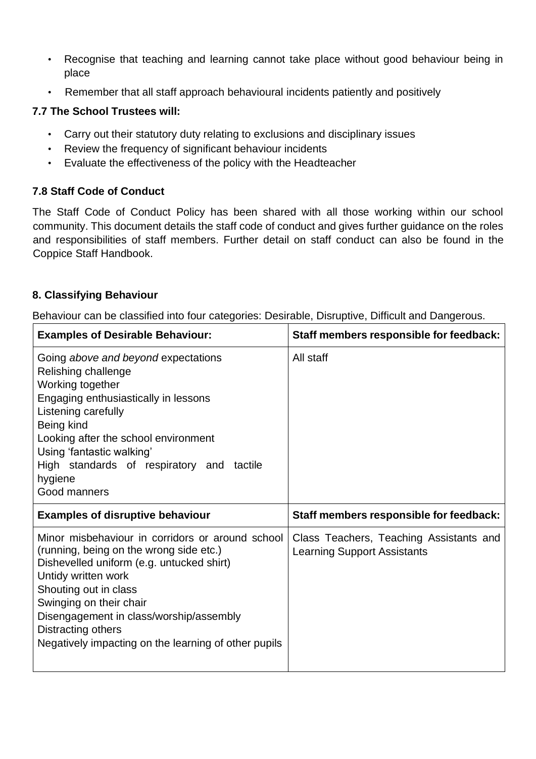- Recognise that teaching and learning cannot take place without good behaviour being in place
- Remember that all staff approach behavioural incidents patiently and positively

### 7.7 The School Trustees will:

- Carry out their statutory duty relating to exclusions and disciplinary issues
- Review the frequency of significant behaviour incidents
- Evaluate the effectiveness of the policy with the Headteacher

### 7.8 Staff Code of Conduct

The Staff Code of Conduct Policy has been shared with all those working within our school community. This document details the staff code of conduct and gives further guidance on the roles and responsibilities of staff members. Further detail on staff conduct can also be found in the Coppice Staff Handbook.

## 8. Classifying Behaviour

Behaviour can be classified into four categories: Desirable, Disruptive, Difficult and Dangerous.

| **Examples of Desirable Behaviour:** | **Staff members responsible for feedback:** |
| --- | --- |
| Going *above and beyond* expectations<br>Relishing challenge<br>Working together<br>Engaging enthusiastically in lessons<br>Listening carefully<br>Being kind<br>Looking after the school environment<br>Using 'fantastic walking'<br>High standards of respiratory and tactile hygiene<br>Good manners | All staff |
| **Examples of disruptive behaviour** | **Staff members responsible for feedback:** |
| Minor misbehaviour in corridors or around school (running, being on the wrong side etc.)<br>Dishevelled uniform (e.g. untucked shirt)<br>Untidy written work<br>Shouting out in class<br>Swinging on their chair<br>Disengagement in class/worship/assembly<br>Distracting others<br>Negatively impacting on the learning of other pupils | Class Teachers, Teaching Assistants and Learning Support Assistants |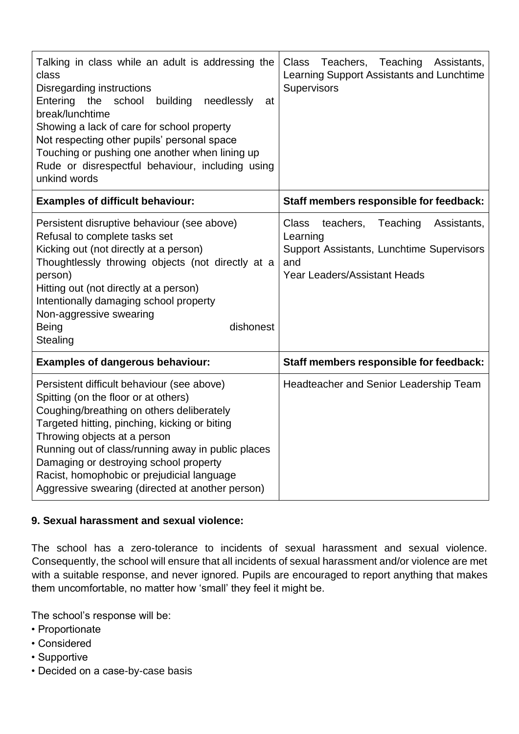| | |
|---|---|
| Talking in class while an adult is addressing the class<br>Disregarding instructions<br>Entering the school building needlessly at break/lunchtime<br>Showing a lack of care for school property<br>Not respecting other pupils' personal space<br>Touching or pushing one another when lining up<br>Rude or disrespectful behaviour, including using unkind words | Class Teachers, Teaching Assistants, Learning Support Assistants and Lunchtime Supervisors |
| **Examples of difficult behaviour:** | **Staff members responsible for feedback:** |
| Persistent disruptive behaviour (see above)<br>Refusal to complete tasks set<br>Kicking out (not directly at a person)<br>Thoughtlessly throwing objects (not directly at a person)<br>Hitting out (not directly at a person)<br>Intentionally damaging school property<br>Non-aggressive swearing<br>Being dishonest<br>Stealing | Class teachers, Teaching Assistants, Learning<br>Support Assistants, Lunchtime Supervisors and<br>Year Leaders/Assistant Heads |
| **Examples of dangerous behaviour:** | **Staff members responsible for feedback:** |
| Persistent difficult behaviour (see above)<br>Spitting (on the floor or at others)<br>Coughing/breathing on others deliberately<br>Targeted hitting, pinching, kicking or biting<br>Throwing objects at a person<br>Running out of class/running away in public places<br>Damaging or destroying school property<br>Racist, homophobic or prejudicial language<br>Aggressive swearing (directed at another person) | Headteacher and Senior Leadership Team |

**9. Sexual harassment and sexual violence:**

The school has a zero-tolerance to incidents of sexual harassment and sexual violence. Consequently, the school will ensure that all incidents of sexual harassment and/or violence are met with a suitable response, and never ignored. Pupils are encouraged to report anything that makes them uncomfortable, no matter how 'small' they feel it might be.

The school's response will be:

- Proportionate
- Considered
- Supportive
- Decided on a case-by-case basis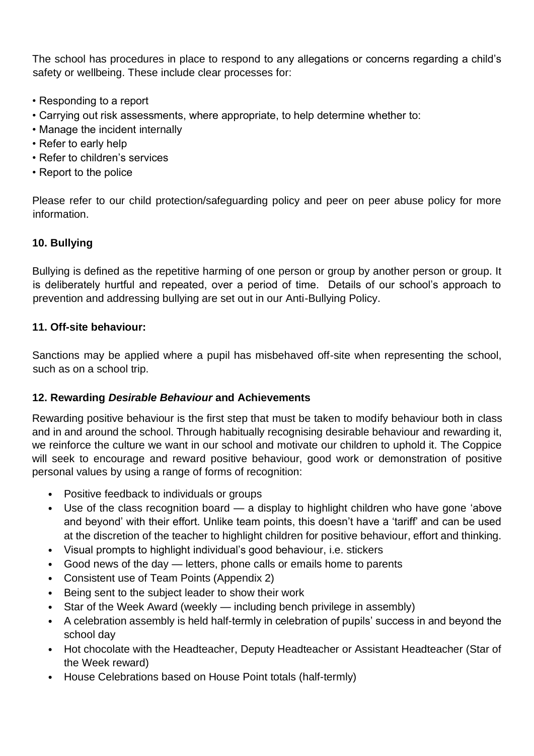The school has procedures in place to respond to any allegations or concerns regarding a child's safety or wellbeing. These include clear processes for:

- Responding to a report
- Carrying out risk assessments, where appropriate, to help determine whether to:
- Manage the incident internally
- Refer to early help
- Refer to children's services
- Report to the police

Please refer to our child protection/safeguarding policy and peer on peer abuse policy for more information.

### 10. Bullying

Bullying is defined as the repetitive harming of one person or group by another person or group. It is deliberately hurtful and repeated, over a period of time. Details of our school's approach to prevention and addressing bullying are set out in our Anti-Bullying Policy.

### 11. Off-site behaviour:

Sanctions may be applied where a pupil has misbehaved off-site when representing the school, such as on a school trip.

### 12. Rewarding *Desirable Behaviour* and Achievements

Rewarding positive behaviour is the first step that must be taken to modify behaviour both in class and in and around the school. Through habitually recognising desirable behaviour and rewarding it, we reinforce the culture we want in our school and motivate our children to uphold it. The Coppice will seek to encourage and reward positive behaviour, good work or demonstration of positive personal values by using a range of forms of recognition:

- Positive feedback to individuals or groups
- Use of the class recognition board — a display to highlight children who have gone 'above and beyond' with their effort. Unlike team points, this doesn't have a 'tariff' and can be used at the discretion of the teacher to highlight children for positive behaviour, effort and thinking.
- Visual prompts to highlight individual's good behaviour, i.e. stickers
- Good news of the day — letters, phone calls or emails home to parents
- Consistent use of Team Points (Appendix 2)
- Being sent to the subject leader to show their work
- Star of the Week Award (weekly — including bench privilege in assembly)
- A celebration assembly is held half-termly in celebration of pupils' success in and beyond the school day
- Hot chocolate with the Headteacher, Deputy Headteacher or Assistant Headteacher (Star of the Week reward)
- House Celebrations based on House Point totals (half-termly)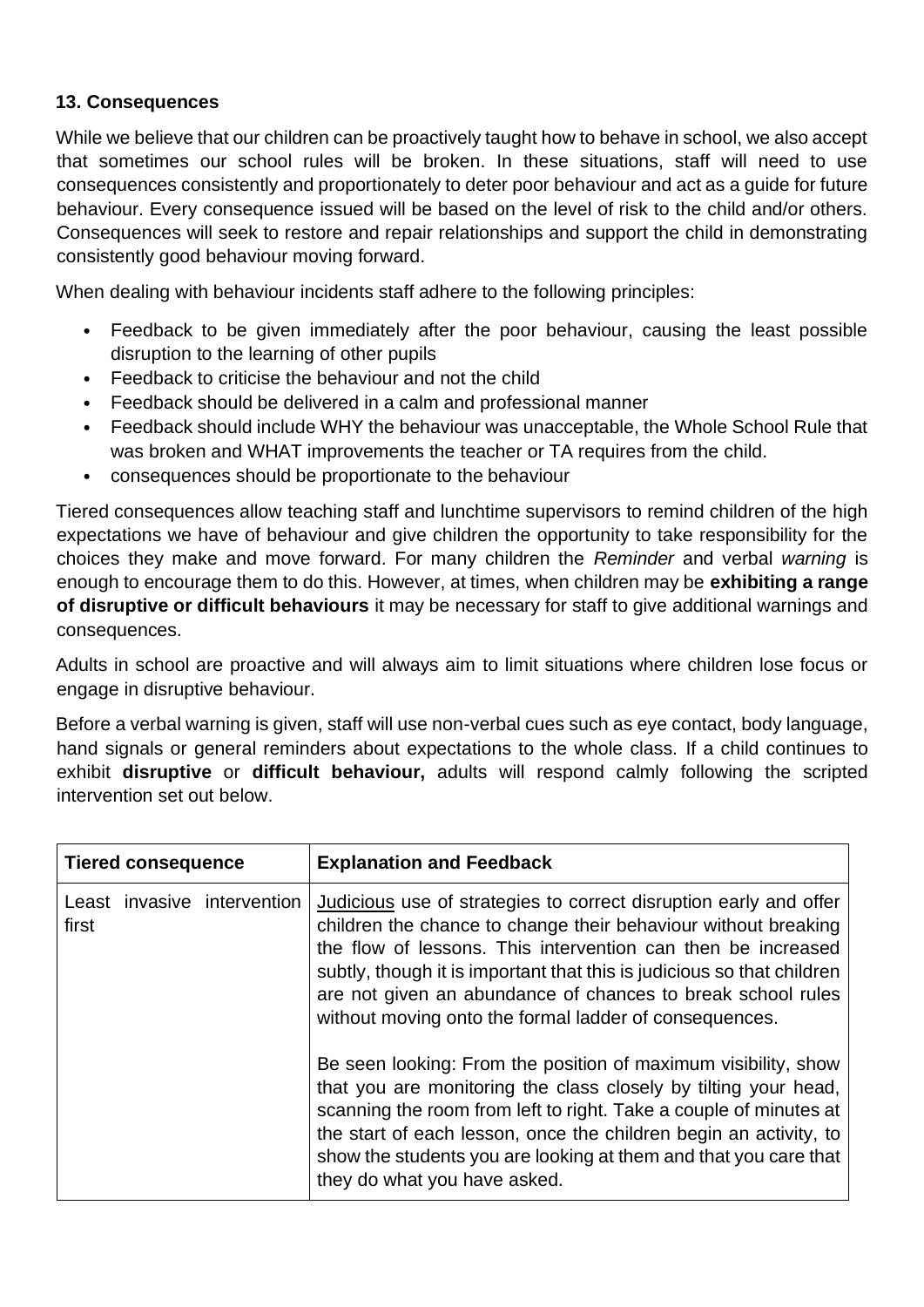### 13. Consequences

While we believe that our children can be proactively taught how to behave in school, we also accept that sometimes our school rules will be broken. In these situations, staff will need to use consequences consistently and proportionately to deter poor behaviour and act as a guide for future behaviour. Every consequence issued will be based on the level of risk to the child and/or others. Consequences will seek to restore and repair relationships and support the child in demonstrating consistently good behaviour moving forward.

When dealing with behaviour incidents staff adhere to the following principles:

- Feedback to be given immediately after the poor behaviour, causing the least possible disruption to the learning of other pupils
- Feedback to criticise the behaviour and not the child
- Feedback should be delivered in a calm and professional manner
- Feedback should include WHY the behaviour was unacceptable, the Whole School Rule that was broken and WHAT improvements the teacher or TA requires from the child.
- consequences should be proportionate to the behaviour

Tiered consequences allow teaching staff and lunchtime supervisors to remind children of the high expectations we have of behaviour and give children the opportunity to take responsibility for the choices they make and move forward. For many children the *Reminder* and verbal *warning* is enough to encourage them to do this. However, at times, when children may be **exhibiting a range of disruptive or difficult behaviours** it may be necessary for staff to give additional warnings and consequences.

Adults in school are proactive and will always aim to limit situations where children lose focus or engage in disruptive behaviour.

Before a verbal warning is given, staff will use non-verbal cues such as eye contact, body language, hand signals or general reminders about expectations to the whole class. If a child continues to exhibit **disruptive** or **difficult behaviour,** adults will respond calmly following the scripted intervention set out below.

| Tiered consequence | Explanation and Feedback |
| --- | --- |
| Least invasive intervention first | Judicious use of strategies to correct disruption early and offer children the chance to change their behaviour without breaking the flow of lessons. This intervention can then be increased subtly, though it is important that this is judicious so that children are not given an abundance of chances to break school rules without moving onto the formal ladder of consequences.<br><br>Be seen looking: From the position of maximum visibility, show that you are monitoring the class closely by tilting your head, scanning the room from left to right. Take a couple of minutes at the start of each lesson, once the children begin an activity, to show the students you are looking at them and that you care that they do what you have asked. |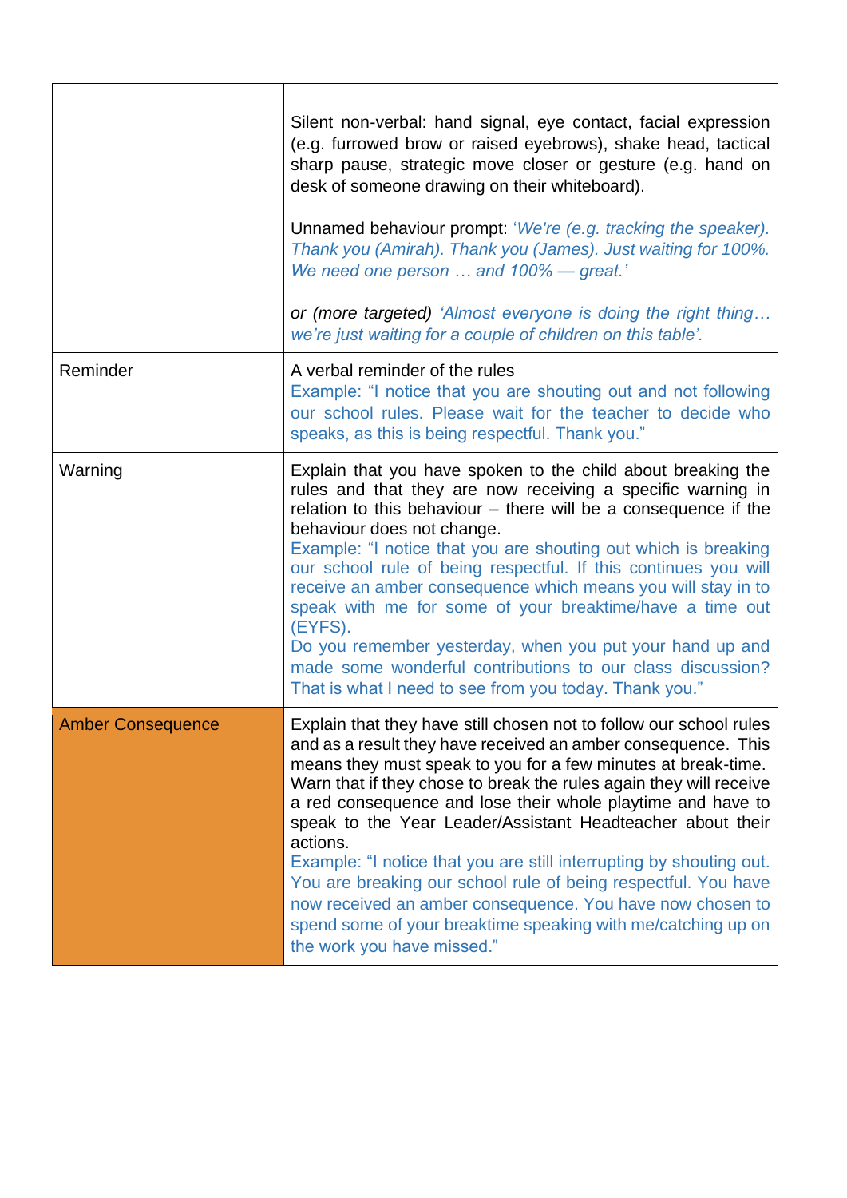| | |
|---|---|
| | Silent non-verbal: hand signal, eye contact, facial expression (e.g. furrowed brow or raised eyebrows), shake head, tactical sharp pause, strategic move closer or gesture (e.g. hand on desk of someone drawing on their whiteboard).<br><br>Unnamed behaviour prompt: *'We're (e.g. tracking the speaker). Thank you (Amirah). Thank you (James). Just waiting for 100%. We need one person … and 100% — great.'*<br><br>*or (more targeted) 'Almost everyone is doing the right thing… we're just waiting for a couple of children on this table'.* |
| Reminder | A verbal reminder of the rules<br>Example: "I notice that you are shouting out and not following our school rules. Please wait for the teacher to decide who speaks, as this is being respectful. Thank you." |
| Warning | Explain that you have spoken to the child about breaking the rules and that they are now receiving a specific warning in relation to this behaviour – there will be a consequence if the behaviour does not change.<br>Example: "I notice that you are shouting out which is breaking our school rule of being respectful. If this continues you will receive an amber consequence which means you will stay in to speak with me for some of your breaktime/have a time out (EYFS).<br>Do you remember yesterday, when you put your hand up and made some wonderful contributions to our class discussion? That is what I need to see from you today. Thank you." |
| Amber Consequence | Explain that they have still chosen not to follow our school rules and as a result they have received an amber consequence. This means they must speak to you for a few minutes at break-time. Warn that if they chose to break the rules again they will receive a red consequence and lose their whole playtime and have to speak to the Year Leader/Assistant Headteacher about their actions.<br>Example: "I notice that you are still interrupting by shouting out. You are breaking our school rule of being respectful. You have now received an amber consequence. You have now chosen to spend some of your breaktime speaking with me/catching up on the work you have missed." |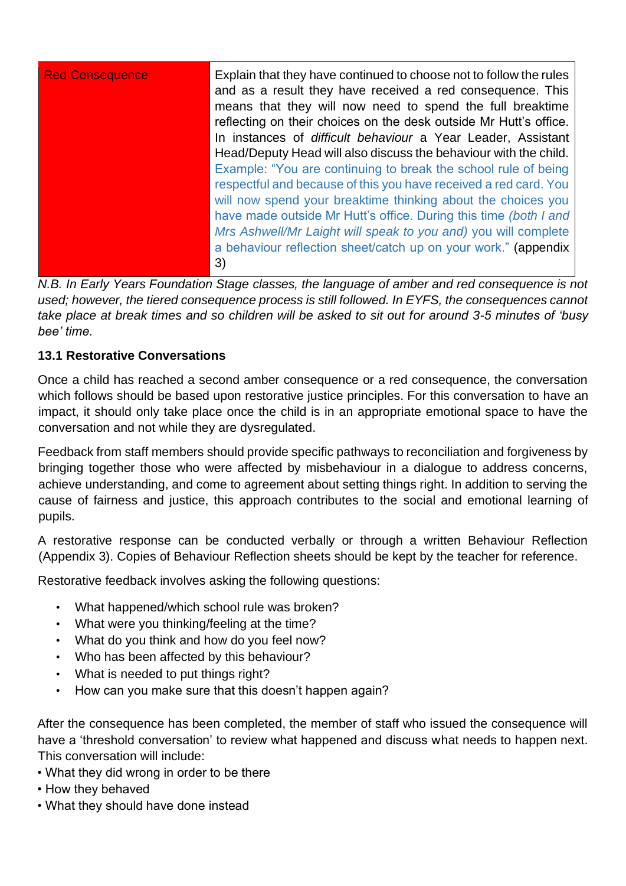| Red Consequence | Explain that they have continued to choose not to follow the rules and as a result they have received a red consequence. This means that they will now need to spend the full breaktime reflecting on their choices on the desk outside Mr Hutt's office. In instances of *difficult behaviour* a Year Leader, Assistant Head/Deputy Head will also discuss the behaviour with the child. Example: "You are continuing to break the school rule of being respectful and because of this you have received a red card. You will now spend your breaktime thinking about the choices you have made outside Mr Hutt's office. During this time *(both I and Mrs Ashwell/Mr Laight will speak to you and)* you will complete a behaviour reflection sheet/catch up on your work." (appendix 3) |
|---|---|

*N.B. In Early Years Foundation Stage classes, the language of amber and red consequence is not used; however, the tiered consequence process is still followed. In EYFS, the consequences cannot take place at break times and so children will be asked to sit out for around 3-5 minutes of 'busy bee' time.*

### 13.1 Restorative Conversations

Once a child has reached a second amber consequence or a red consequence, the conversation which follows should be based upon restorative justice principles. For this conversation to have an impact, it should only take place once the child is in an appropriate emotional space to have the conversation and not while they are dysregulated.

Feedback from staff members should provide specific pathways to reconciliation and forgiveness by bringing together those who were affected by misbehaviour in a dialogue to address concerns, achieve understanding, and come to agreement about setting things right. In addition to serving the cause of fairness and justice, this approach contributes to the social and emotional learning of pupils.

A restorative response can be conducted verbally or through a written Behaviour Reflection (Appendix 3). Copies of Behaviour Reflection sheets should be kept by the teacher for reference.

Restorative feedback involves asking the following questions:

- What happened/which school rule was broken?
- What were you thinking/feeling at the time?
- What do you think and how do you feel now?
- Who has been affected by this behaviour?
- What is needed to put things right?
- How can you make sure that this doesn't happen again?

After the consequence has been completed, the member of staff who issued the consequence will have a 'threshold conversation' to review what happened and discuss what needs to happen next. This conversation will include:

- What they did wrong in order to be there
- How they behaved
- What they should have done instead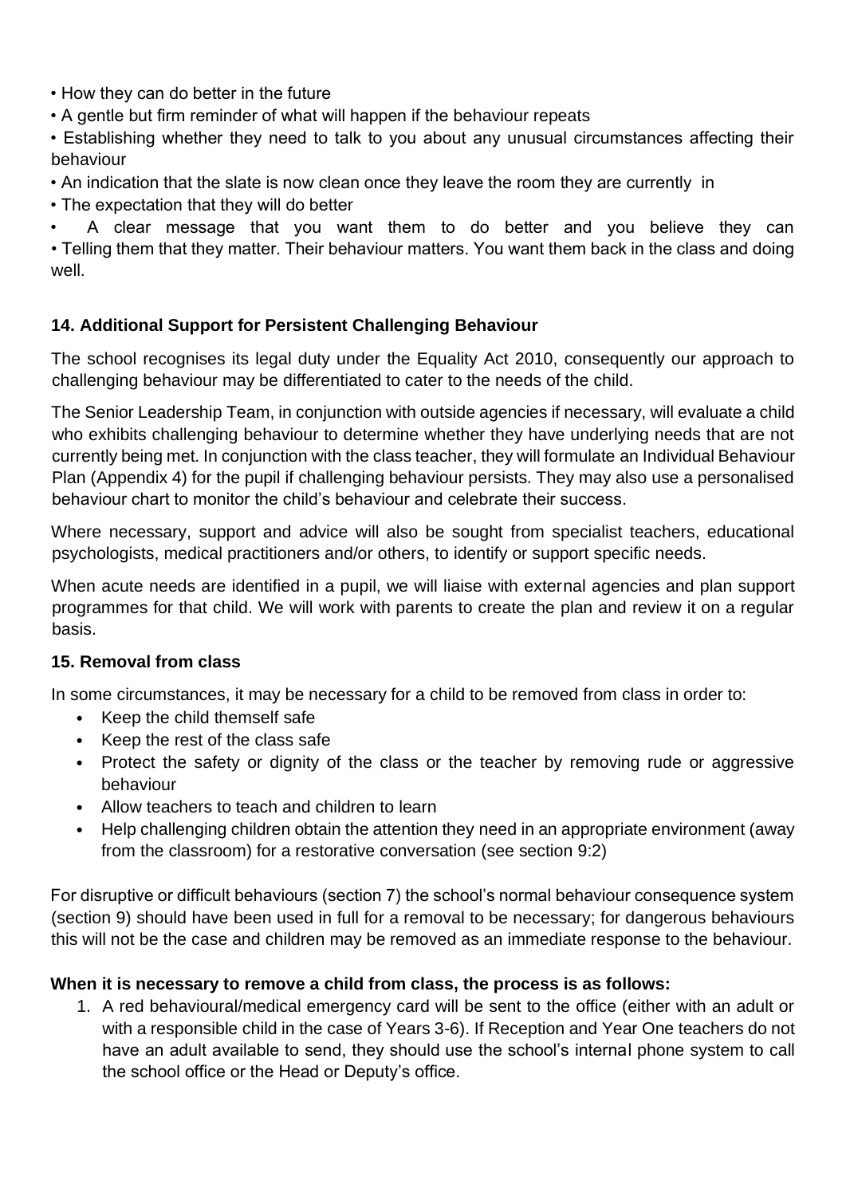- How they can do better in the future
- A gentle but firm reminder of what will happen if the behaviour repeats
- Establishing whether they need to talk to you about any unusual circumstances affecting their behaviour
- An indication that the slate is now clean once they leave the room they are currently in
- The expectation that they will do better
- A clear message that you want them to do better and you believe they can
- Telling them that they matter. Their behaviour matters. You want them back in the class and doing well.

### 14. Additional Support for Persistent Challenging Behaviour

The school recognises its legal duty under the Equality Act 2010, consequently our approach to challenging behaviour may be differentiated to cater to the needs of the child.

The Senior Leadership Team, in conjunction with outside agencies if necessary, will evaluate a child who exhibits challenging behaviour to determine whether they have underlying needs that are not currently being met. In conjunction with the class teacher, they will formulate an Individual Behaviour Plan (Appendix 4) for the pupil if challenging behaviour persists. They may also use a personalised behaviour chart to monitor the child's behaviour and celebrate their success.

Where necessary, support and advice will also be sought from specialist teachers, educational psychologists, medical practitioners and/or others, to identify or support specific needs.

When acute needs are identified in a pupil, we will liaise with external agencies and plan support programmes for that child. We will work with parents to create the plan and review it on a regular basis.

### 15. Removal from class

In some circumstances, it may be necessary for a child to be removed from class in order to:

- Keep the child themself safe
- Keep the rest of the class safe
- Protect the safety or dignity of the class or the teacher by removing rude or aggressive behaviour
- Allow teachers to teach and children to learn
- Help challenging children obtain the attention they need in an appropriate environment (away from the classroom) for a restorative conversation (see section 9:2)

For disruptive or difficult behaviours (section 7) the school's normal behaviour consequence system (section 9) should have been used in full for a removal to be necessary; for dangerous behaviours this will not be the case and children may be removed as an immediate response to the behaviour.

**When it is necessary to remove a child from class, the process is as follows:**

1. A red behavioural/medical emergency card will be sent to the office (either with an adult or with a responsible child in the case of Years 3-6). If Reception and Year One teachers do not have an adult available to send, they should use the school's internal phone system to call the school office or the Head or Deputy's office.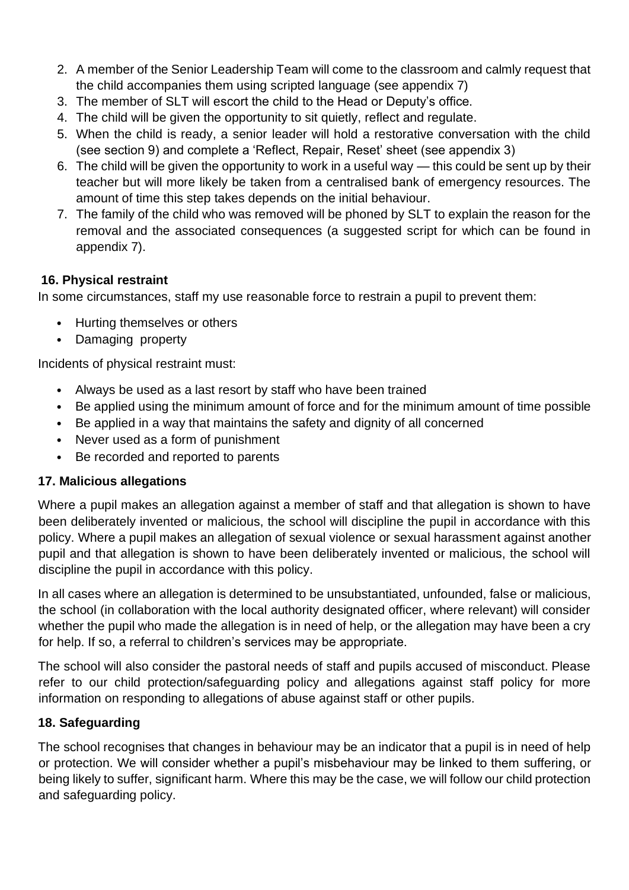2. A member of the Senior Leadership Team will come to the classroom and calmly request that the child accompanies them using scripted language (see appendix 7)
3. The member of SLT will escort the child to the Head or Deputy's office.
4. The child will be given the opportunity to sit quietly, reflect and regulate.
5. When the child is ready, a senior leader will hold a restorative conversation with the child (see section 9) and complete a 'Reflect, Repair, Reset' sheet (see appendix 3)
6. The child will be given the opportunity to work in a useful way — this could be sent up by their teacher but will more likely be taken from a centralised bank of emergency resources. The amount of time this step takes depends on the initial behaviour.
7. The family of the child who was removed will be phoned by SLT to explain the reason for the removal and the associated consequences (a suggested script for which can be found in appendix 7).

## 16. Physical restraint

In some circumstances, staff my use reasonable force to restrain a pupil to prevent them:

- Hurting themselves or others
- Damaging property

Incidents of physical restraint must:

- Always be used as a last resort by staff who have been trained
- Be applied using the minimum amount of force and for the minimum amount of time possible
- Be applied in a way that maintains the safety and dignity of all concerned
- Never used as a form of punishment
- Be recorded and reported to parents

## 17. Malicious allegations

Where a pupil makes an allegation against a member of staff and that allegation is shown to have been deliberately invented or malicious, the school will discipline the pupil in accordance with this policy. Where a pupil makes an allegation of sexual violence or sexual harassment against another pupil and that allegation is shown to have been deliberately invented or malicious, the school will discipline the pupil in accordance with this policy.

In all cases where an allegation is determined to be unsubstantiated, unfounded, false or malicious, the school (in collaboration with the local authority designated officer, where relevant) will consider whether the pupil who made the allegation is in need of help, or the allegation may have been a cry for help. If so, a referral to children's services may be appropriate.

The school will also consider the pastoral needs of staff and pupils accused of misconduct. Please refer to our child protection/safeguarding policy and allegations against staff policy for more information on responding to allegations of abuse against staff or other pupils.

## 18. Safeguarding

The school recognises that changes in behaviour may be an indicator that a pupil is in need of help or protection. We will consider whether a pupil's misbehaviour may be linked to them suffering, or being likely to suffer, significant harm. Where this may be the case, we will follow our child protection and safeguarding policy.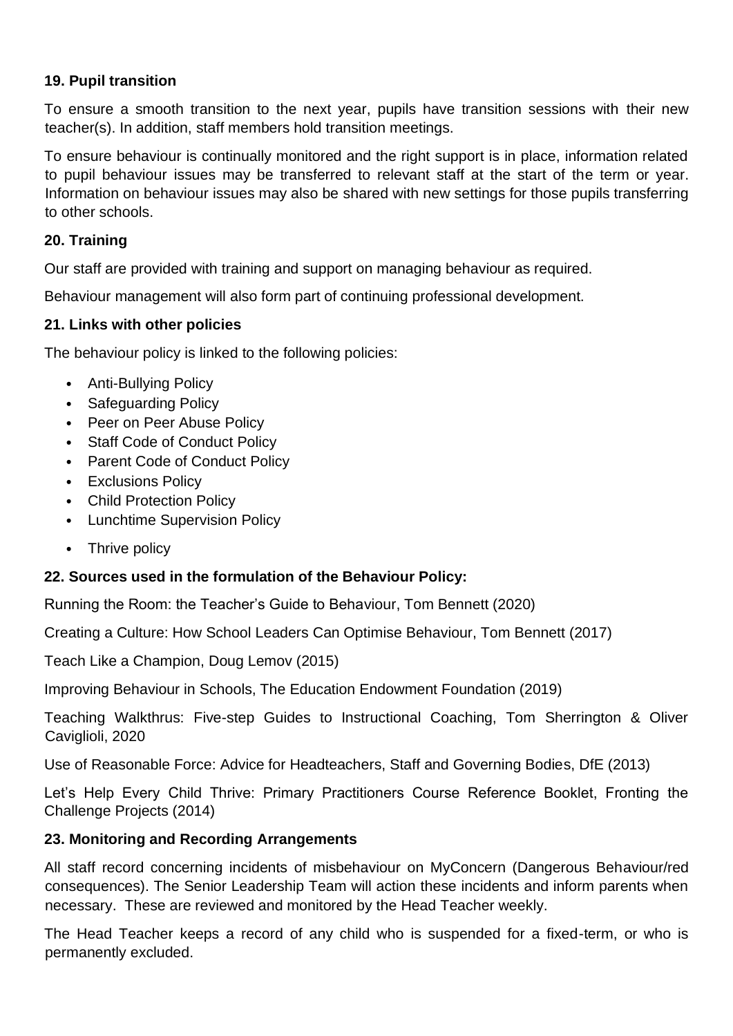### 19. Pupil transition

To ensure a smooth transition to the next year, pupils have transition sessions with their new teacher(s). In addition, staff members hold transition meetings.

To ensure behaviour is continually monitored and the right support is in place, information related to pupil behaviour issues may be transferred to relevant staff at the start of the term or year. Information on behaviour issues may also be shared with new settings for those pupils transferring to other schools.

### 20. Training

Our staff are provided with training and support on managing behaviour as required.

Behaviour management will also form part of continuing professional development.

### 21. Links with other policies

The behaviour policy is linked to the following policies:

- Anti-Bullying Policy
- Safeguarding Policy
- Peer on Peer Abuse Policy
- Staff Code of Conduct Policy
- Parent Code of Conduct Policy
- Exclusions Policy
- Child Protection Policy
- Lunchtime Supervision Policy
- Thrive policy

### 22. Sources used in the formulation of the Behaviour Policy:

Running the Room: the Teacher's Guide to Behaviour, Tom Bennett (2020)

Creating a Culture: How School Leaders Can Optimise Behaviour, Tom Bennett (2017)

Teach Like a Champion, Doug Lemov (2015)

Improving Behaviour in Schools, The Education Endowment Foundation (2019)

Teaching Walkthrus: Five-step Guides to Instructional Coaching, Tom Sherrington & Oliver Caviglioli, 2020

Use of Reasonable Force: Advice for Headteachers, Staff and Governing Bodies, DfE (2013)

Let's Help Every Child Thrive: Primary Practitioners Course Reference Booklet, Fronting the Challenge Projects (2014)

### 23. Monitoring and Recording Arrangements

All staff record concerning incidents of misbehaviour on MyConcern (Dangerous Behaviour/red consequences). The Senior Leadership Team will action these incidents and inform parents when necessary. These are reviewed and monitored by the Head Teacher weekly.

The Head Teacher keeps a record of any child who is suspended for a fixed-term, or who is permanently excluded.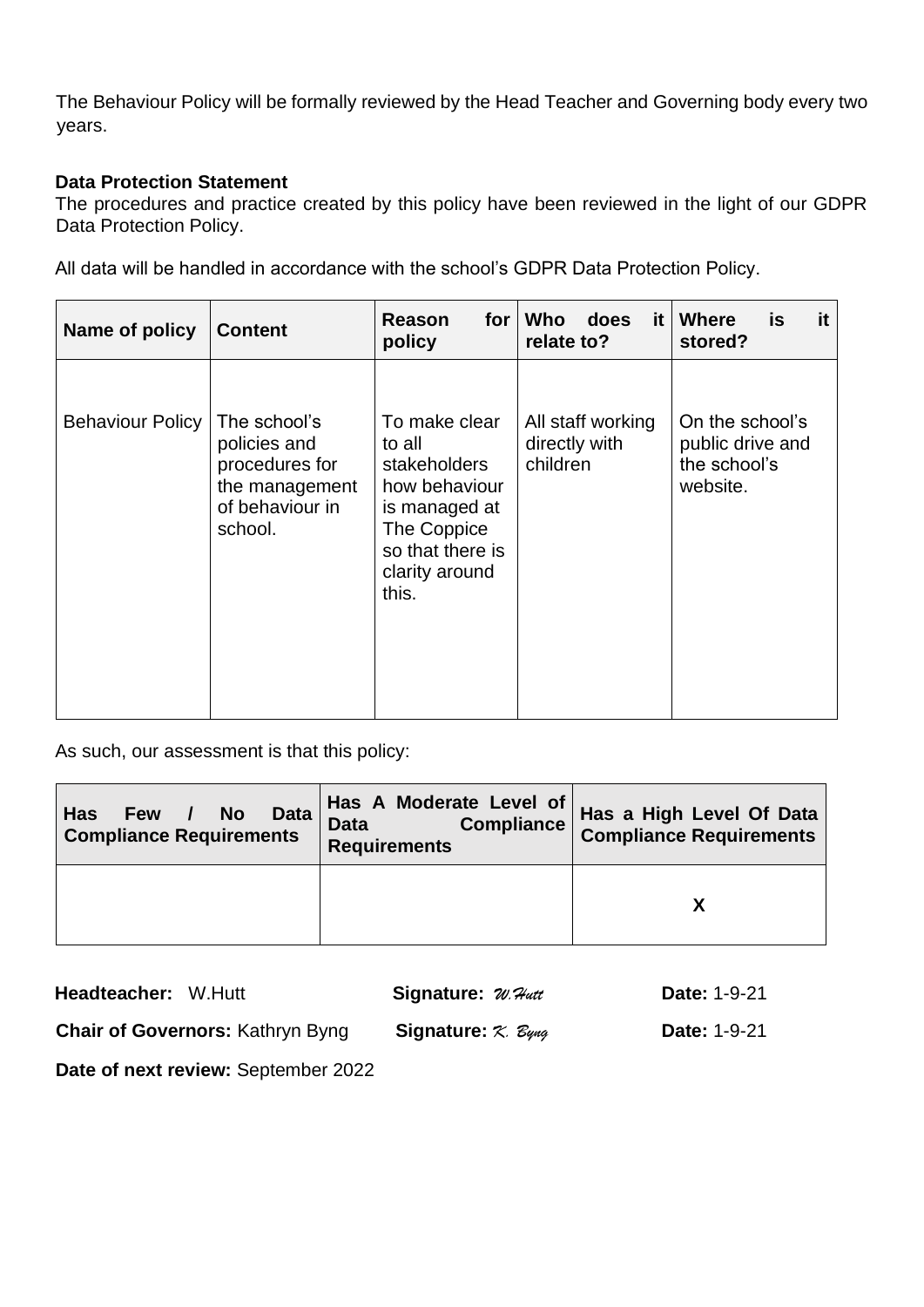The Behaviour Policy will be formally reviewed by the Head Teacher and Governing body every two years.

**Data Protection Statement**

The procedures and practice created by this policy have been reviewed in the light of our GDPR Data Protection Policy.

All data will be handled in accordance with the school's GDPR Data Protection Policy.

| Name of policy | Content | Reason for policy | Who does it relate to? | Where is it stored? |
|---|---|---|---|---|
| Behaviour Policy | The school's policies and procedures for the management of behaviour in school. | To make clear to all stakeholders how behaviour is managed at The Coppice so that there is clarity around this. | All staff working directly with children | On the school's public drive and the school's website. |

As such, our assessment is that this policy:

| Has Few / No Data Compliance Requirements | Has A Moderate Level of Data Compliance Requirements | Has a High Level Of Data Compliance Requirements |
|---|---|---|
| | | X |

**Headteacher:** W.Hutt **Signature:** *W.Hutt* **Date:** 1-9-21

**Chair of Governors:** Kathryn Byng **Signature:** *K. Byng* **Date:** 1-9-21

**Date of next review:** September 2022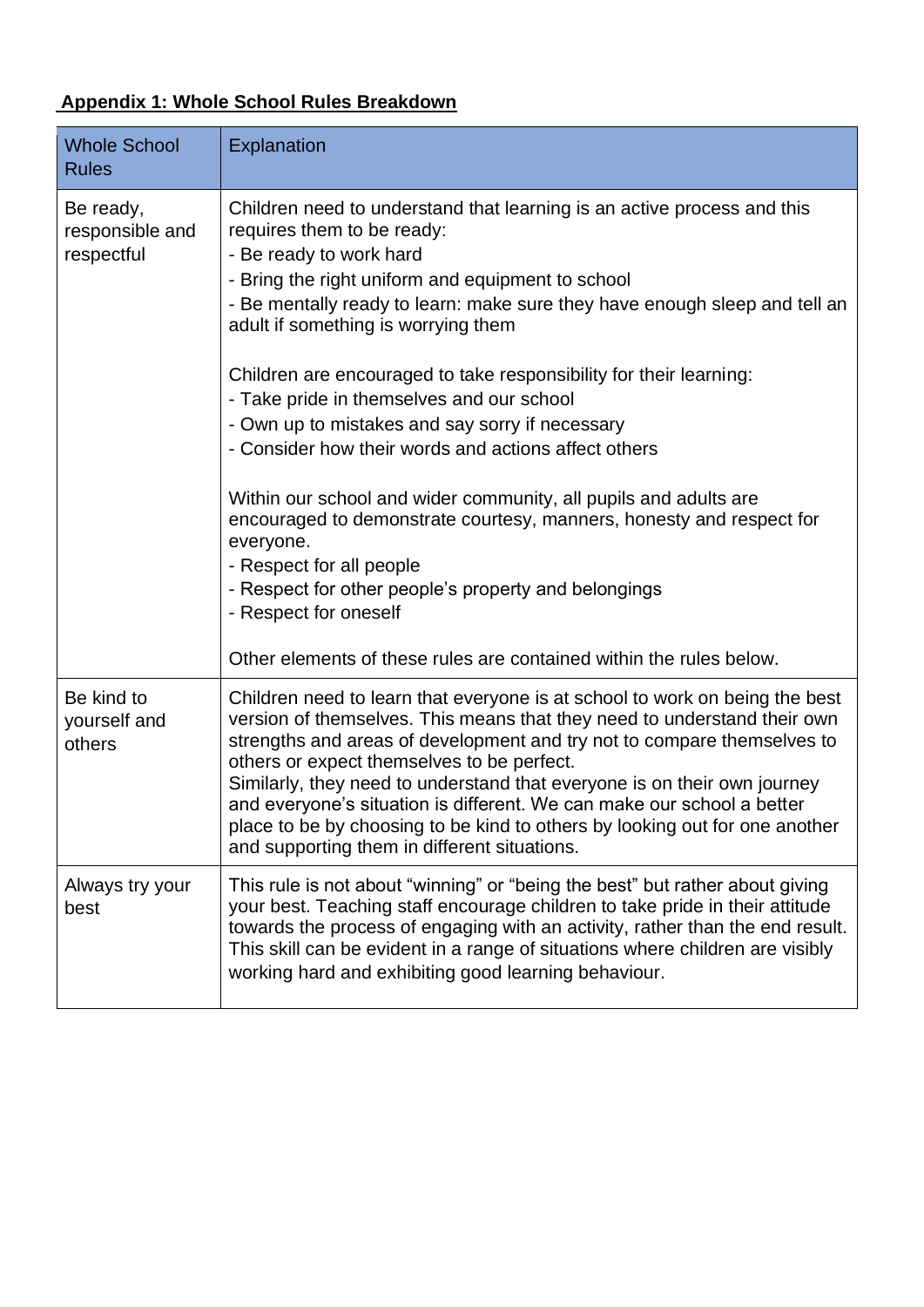## Appendix 1: Whole School Rules Breakdown

| Whole School Rules | Explanation |
|---|---|
| Be ready, responsible and respectful | Children need to understand that learning is an active process and this requires them to be ready:<br>- Be ready to work hard<br>- Bring the right uniform and equipment to school<br>- Be mentally ready to learn: make sure they have enough sleep and tell an adult if something is worrying them<br><br>Children are encouraged to take responsibility for their learning:<br>- Take pride in themselves and our school<br>- Own up to mistakes and say sorry if necessary<br>- Consider how their words and actions affect others<br><br>Within our school and wider community, all pupils and adults are encouraged to demonstrate courtesy, manners, honesty and respect for everyone.<br>- Respect for all people<br>- Respect for other people's property and belongings<br>- Respect for oneself<br><br>Other elements of these rules are contained within the rules below. |
| Be kind to yourself and others | Children need to learn that everyone is at school to work on being the best version of themselves. This means that they need to understand their own strengths and areas of development and try not to compare themselves to others or expect themselves to be perfect.<br>Similarly, they need to understand that everyone is on their own journey and everyone's situation is different. We can make our school a better place to be by choosing to be kind to others by looking out for one another and supporting them in different situations. |
| Always try your best | This rule is not about "winning" or "being the best" but rather about giving your best. Teaching staff encourage children to take pride in their attitude towards the process of engaging with an activity, rather than the end result. This skill can be evident in a range of situations where children are visibly working hard and exhibiting good learning behaviour. |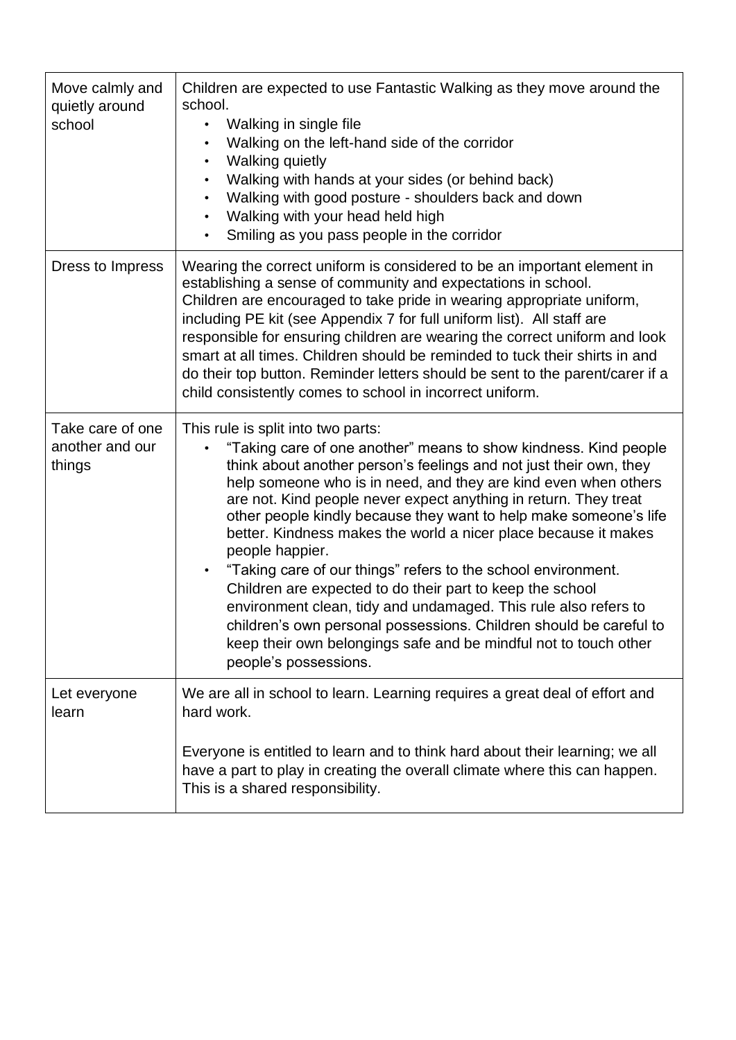| | |
|---|---|
| Move calmly and quietly around school | Children are expected to use Fantastic Walking as they move around the school.<br>• Walking in single file<br>• Walking on the left-hand side of the corridor<br>• Walking quietly<br>• Walking with hands at your sides (or behind back)<br>• Walking with good posture - shoulders back and down<br>• Walking with your head held high<br>• Smiling as you pass people in the corridor |
| Dress to Impress | Wearing the correct uniform is considered to be an important element in establishing a sense of community and expectations in school.<br>Children are encouraged to take pride in wearing appropriate uniform, including PE kit (see Appendix 7 for full uniform list). All staff are responsible for ensuring children are wearing the correct uniform and look smart at all times. Children should be reminded to tuck their shirts in and do their top button. Reminder letters should be sent to the parent/carer if a child consistently comes to school in incorrect uniform. |
| Take care of one another and our things | This rule is split into two parts:<br>• "Taking care of one another" means to show kindness. Kind people think about another person's feelings and not just their own, they help someone who is in need, and they are kind even when others are not. Kind people never expect anything in return. They treat other people kindly because they want to help make someone's life better. Kindness makes the world a nicer place because it makes people happier.<br>• "Taking care of our things" refers to the school environment. Children are expected to do their part to keep the school environment clean, tidy and undamaged. This rule also refers to children's own personal possessions. Children should be careful to keep their own belongings safe and be mindful not to touch other people's possessions. |
| Let everyone learn | We are all in school to learn. Learning requires a great deal of effort and hard work.<br><br>Everyone is entitled to learn and to think hard about their learning; we all have a part to play in creating the overall climate where this can happen. This is a shared responsibility. |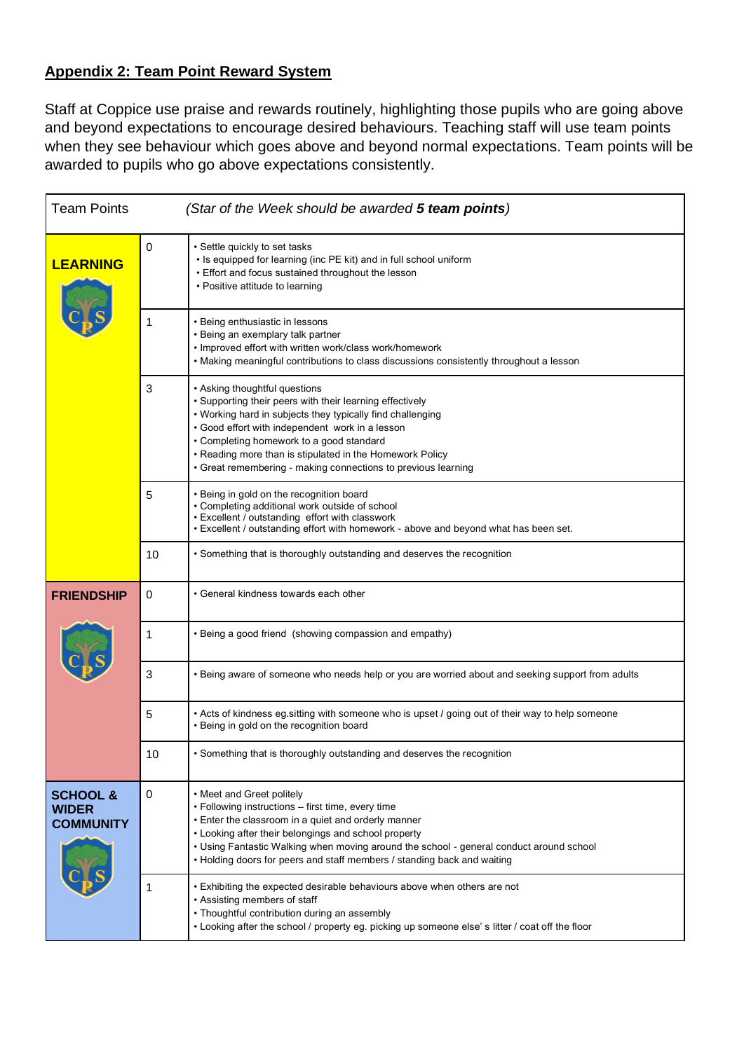## Appendix 2: Team Point Reward System

Staff at Coppice use praise and rewards routinely, highlighting those pupils who are going above and beyond expectations to encourage desired behaviours. Teaching staff will use team points when they see behaviour which goes above and beyond normal expectations. Team points will be awarded to pupils who go above expectations consistently.

| Team Points | | *(Star of the Week should be awarded **5 team points**)* |
|---|---|---|
| **LEARNING** | 0 | • Settle quickly to set tasks<br>• Is equipped for learning (inc PE kit) and in full school uniform<br>• Effort and focus sustained throughout the lesson<br>• Positive attitude to learning |
| | 1 | • Being enthusiastic in lessons<br>• Being an exemplary talk partner<br>• Improved effort with written work/class work/homework<br>• Making meaningful contributions to class discussions consistently throughout a lesson |
| | 3 | • Asking thoughtful questions<br>• Supporting their peers with their learning effectively<br>• Working hard in subjects they typically find challenging<br>• Good effort with independent work in a lesson<br>• Completing homework to a good standard<br>• Reading more than is stipulated in the Homework Policy<br>• Great remembering - making connections to previous learning |
| | 5 | • Being in gold on the recognition board<br>• Completing additional work outside of school<br>• Excellent / outstanding effort with classwork<br>• Excellent / outstanding effort with homework - above and beyond what has been set. |
| | 10 | • Something that is thoroughly outstanding and deserves the recognition |
| **FRIENDSHIP** | 0 | • General kindness towards each other |
| | 1 | • Being a good friend (showing compassion and empathy) |
| | 3 | • Being aware of someone who needs help or you are worried about and seeking support from adults |
| | 5 | • Acts of kindness eg.sitting with someone who is upset / going out of their way to help someone<br>• Being in gold on the recognition board |
| | 10 | • Something that is thoroughly outstanding and deserves the recognition |
| **SCHOOL & WIDER COMMUNITY** | 0 | • Meet and Greet politely<br>• Following instructions – first time, every time<br>• Enter the classroom in a quiet and orderly manner<br>• Looking after their belongings and school property<br>• Using Fantastic Walking when moving around the school - general conduct around school<br>• Holding doors for peers and staff members / standing back and waiting |
| | 1 | • Exhibiting the expected desirable behaviours above when others are not<br>• Assisting members of staff<br>• Thoughtful contribution during an assembly<br>• Looking after the school / property eg. picking up someone else' s litter / coat off the floor |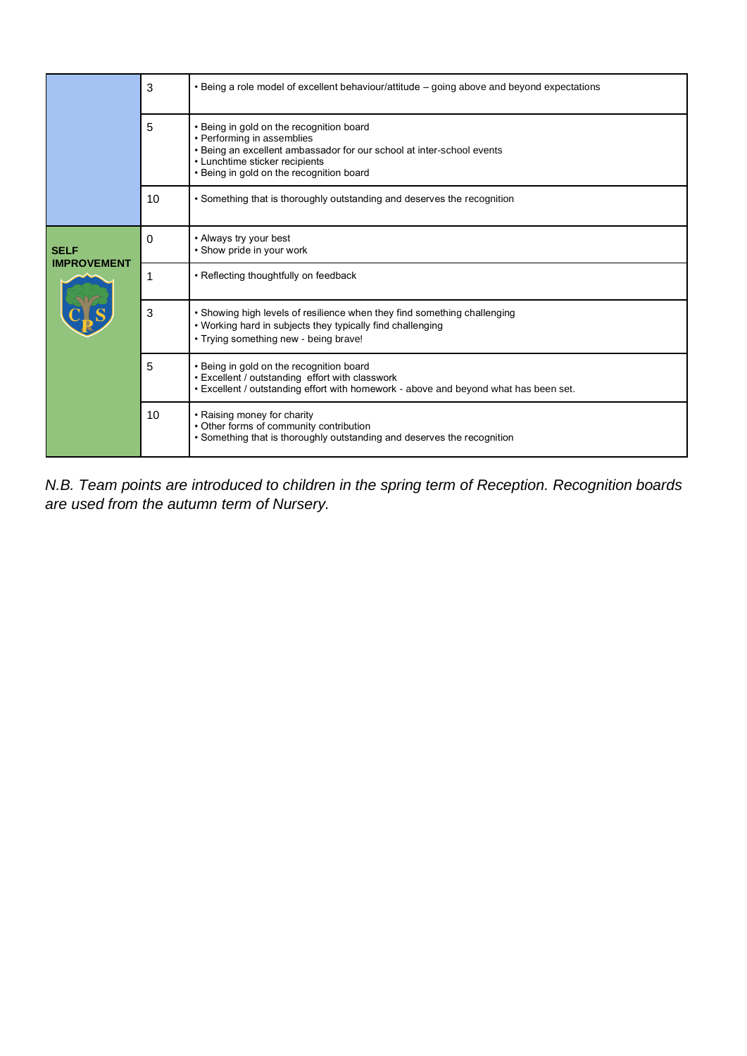| | | |
|---|---|---|
| | 3 | • Being a role model of excellent behaviour/attitude – going above and beyond expectations |
| | 5 | • Being in gold on the recognition board<br>• Performing in assemblies<br>• Being an excellent ambassador for our school at inter-school events<br>• Lunchtime sticker recipients<br>• Being in gold on the recognition board |
| | 10 | • Something that is thoroughly outstanding and deserves the recognition |
| **SELF IMPROVEMENT** | 0 | • Always try your best<br>• Show pride in your work |
| | 1 | • Reflecting thoughtfully on feedback |
| | 3 | • Showing high levels of resilience when they find something challenging<br>• Working hard in subjects they typically find challenging<br>• Trying something new - being brave! |
| | 5 | • Being in gold on the recognition board<br>• Excellent / outstanding effort with classwork<br>• Excellent / outstanding effort with homework - above and beyond what has been set. |
| | 10 | • Raising money for charity<br>• Other forms of community contribution<br>• Something that is thoroughly outstanding and deserves the recognition |

*N.B. Team points are introduced to children in the spring term of Reception. Recognition boards are used from the autumn term of Nursery.*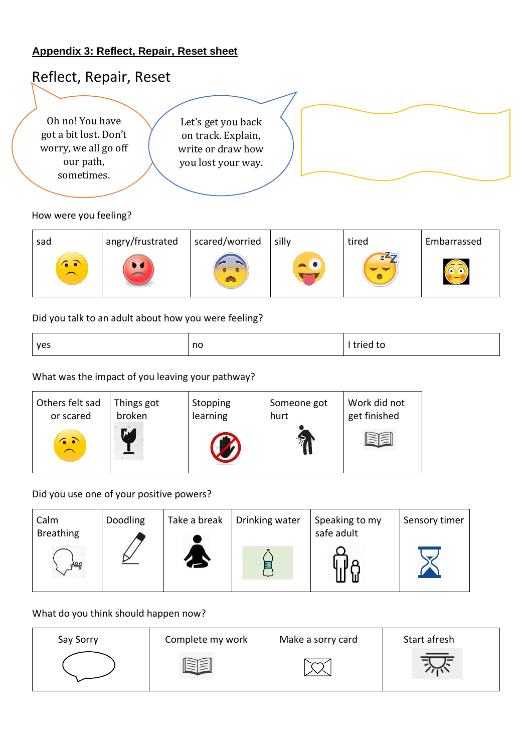**Appendix 3: Reflect, Repair, Reset sheet**

# Reflect, Repair, Reset

Oh no! You have got a bit lost. Don't worry, we all go off our path, sometimes.

Let's get you back on track. Explain, write or draw how you lost your way.

How were you feeling?

| sad | angry/frustrated | scared/worried | silly | tired | Embarrassed |
|---|---|---|---|---|---|

Did you talk to an adult about how you were feeling?

| yes | no | I tried to |
|---|---|---|

What was the impact of you leaving your pathway?

| Others felt sad or scared | Things got broken | Stopping learning | Someone got hurt | Work did not get finished |
|---|---|---|---|---|

Did you use one of your positive powers?

| Calm Breathing | Doodling | Take a break | Drinking water | Speaking to my safe adult | Sensory timer |
|---|---|---|---|---|---|

What do you think should happen now?

| Say Sorry | Complete my work | Make a sorry card | Start afresh |
|---|---|---|---|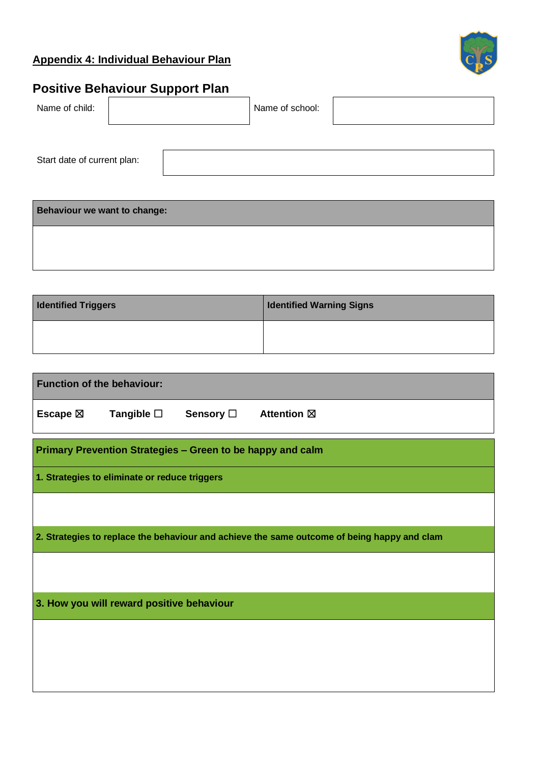## Appendix 4: Individual Behaviour Plan

### Positive Behaviour Support Plan

| Name of child: | | Name of school: | |
|---|---|---|---|

| Start date of current plan: | |
|---|---|

| Behaviour we want to change: |
|---|
| |

| Identified Triggers | Identified Warning Signs |
|---|---|
| | |

| Function of the behaviour: |
|---|
| **Escape** ☒ **Tangible** ☐ **Sensory** ☐ **Attention** ☒ |

| Primary Prevention Strategies – Green to be happy and calm |
|---|
| **1. Strategies to eliminate or reduce triggers** |
| |
| **2. Strategies to replace the behaviour and achieve the same outcome of being happy and clam** |
| |
| **3. How you will reward positive behaviour** |
| |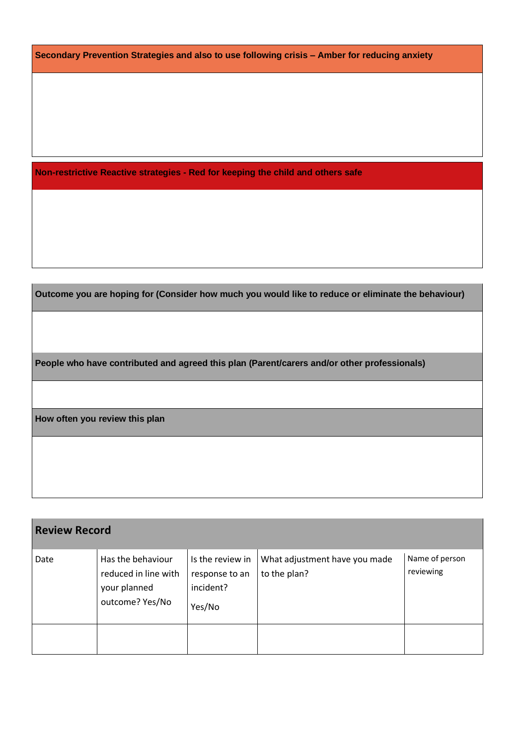| Secondary Prevention Strategies and also to use following crisis – Amber for reducing anxiety |
| --- |
| |

| Non-restrictive Reactive strategies - Red for keeping the child and others safe |
| --- |
| |

| Outcome you are hoping for (Consider how much you would like to reduce or eliminate the behaviour) |
| --- |
| |
| **People who have contributed and agreed this plan (Parent/carers and/or other professionals)** |
| |
| **How often you review this plan** |
| |

| Review Record | | | | |
| --- | --- | --- | --- | --- |
| Date | Has the behaviour reduced in line with your planned outcome? Yes/No | Is the review in response to an incident? Yes/No | What adjustment have you made to the plan? | Name of person reviewing |
| | | | | |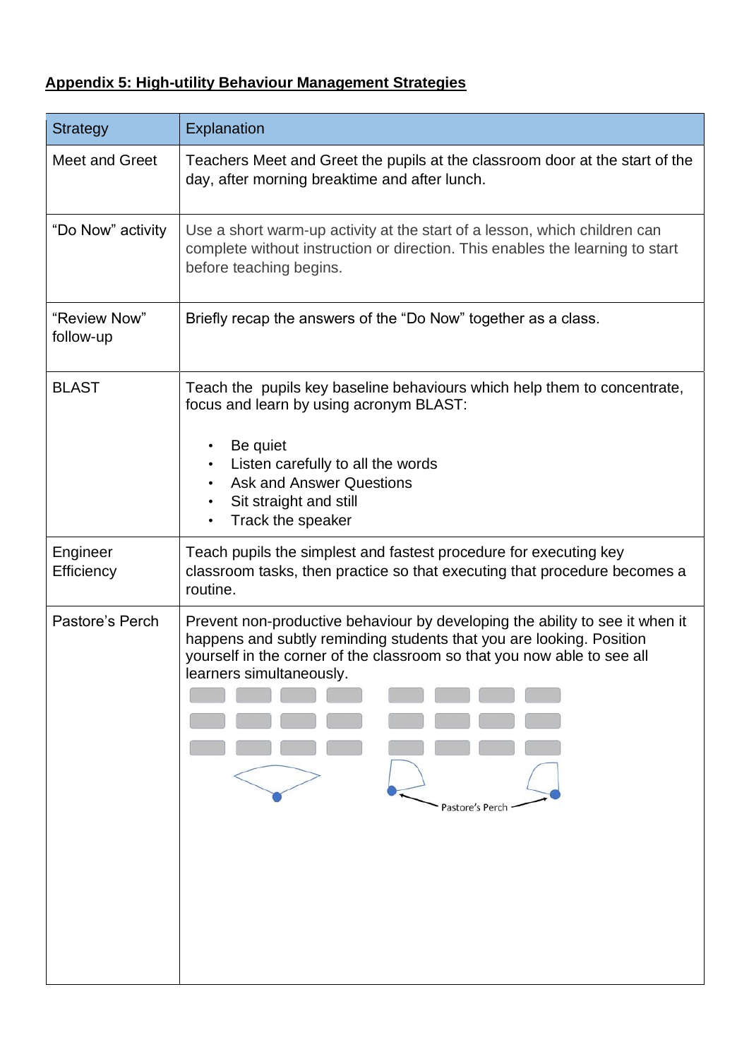**Appendix 5: High-utility Behaviour Management Strategies**

| Strategy | Explanation |
|---|---|
| Meet and Greet | Teachers Meet and Greet the pupils at the classroom door at the start of the day, after morning breaktime and after lunch. |
| "Do Now" activity | Use a short warm-up activity at the start of a lesson, which children can complete without instruction or direction. This enables the learning to start before teaching begins. |
| "Review Now" follow-up | Briefly recap the answers of the "Do Now" together as a class. |
| BLAST | Teach the pupils key baseline behaviours which help them to concentrate, focus and learn by using acronym BLAST:<br>• Be quiet<br>• Listen carefully to all the words<br>• Ask and Answer Questions<br>• Sit straight and still<br>• Track the speaker |
| Engineer Efficiency | Teach pupils the simplest and fastest procedure for executing key classroom tasks, then practice so that executing that procedure becomes a routine. |
| Pastore's Perch | Prevent non-productive behaviour by developing the ability to see it when it happens and subtly reminding students that you are looking. Position yourself in the corner of the classroom so that you now able to see all learners simultaneously.<br>Pastore's Perch |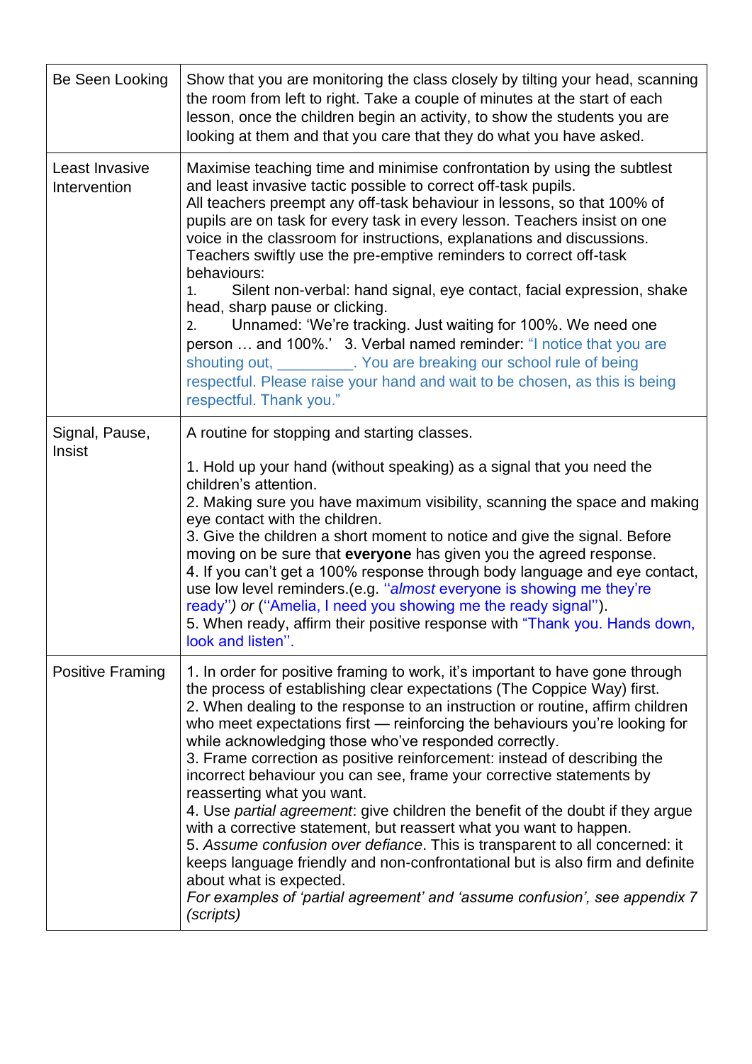| Be Seen Looking | Show that you are monitoring the class closely by tilting your head, scanning the room from left to right. Take a couple of minutes at the start of each lesson, once the children begin an activity, to show the students you are looking at them and that you care that they do what you have asked. |
|---|---|
| Least Invasive Intervention | Maximise teaching time and minimise confrontation by using the subtlest and least invasive tactic possible to correct off-task pupils.<br>All teachers preempt any off-task behaviour in lessons, so that 100% of pupils are on task for every task in every lesson. Teachers insist on one voice in the classroom for instructions, explanations and discussions. Teachers swiftly use the pre-emptive reminders to correct off-task behaviours:<br>1. Silent non-verbal: hand signal, eye contact, facial expression, shake head, sharp pause or clicking.<br>2. Unnamed: 'We're tracking. Just waiting for 100%. We need one person … and 100%.' 3. Verbal named reminder: "I notice that you are shouting out, _________. You are breaking our school rule of being respectful. Please raise your hand and wait to be chosen, as this is being respectful. Thank you." |
| Signal, Pause, Insist | A routine for stopping and starting classes.<br><br>1. Hold up your hand (without speaking) as a signal that you need the children's attention.<br>2. Making sure you have maximum visibility, scanning the space and making eye contact with the children.<br>3. Give the children a short moment to notice and give the signal. Before moving on be sure that **everyone** has given you the agreed response.<br>4. If you can't get a 100% response through body language and eye contact, use low level reminders.(e.g. ''*almost* everyone is showing me they're ready'') *or* (''Amelia, I need you showing me the ready signal'').<br>5. When ready, affirm their positive response with "Thank you. Hands down, look and listen''. |
| Positive Framing | 1. In order for positive framing to work, it's important to have gone through the process of establishing clear expectations (The Coppice Way) first.<br>2. When dealing to the response to an instruction or routine, affirm children who meet expectations first — reinforcing the behaviours you're looking for while acknowledging those who've responded correctly.<br>3. Frame correction as positive reinforcement: instead of describing the incorrect behaviour you can see, frame your corrective statements by reasserting what you want.<br>4. Use *partial agreement*: give children the benefit of the doubt if they argue with a corrective statement, but reassert what you want to happen.<br>5. *Assume confusion over defiance*. This is transparent to all concerned: it keeps language friendly and non-confrontational but is also firm and definite about what is expected.<br>*For examples of 'partial agreement' and 'assume confusion', see appendix 7 (scripts)* |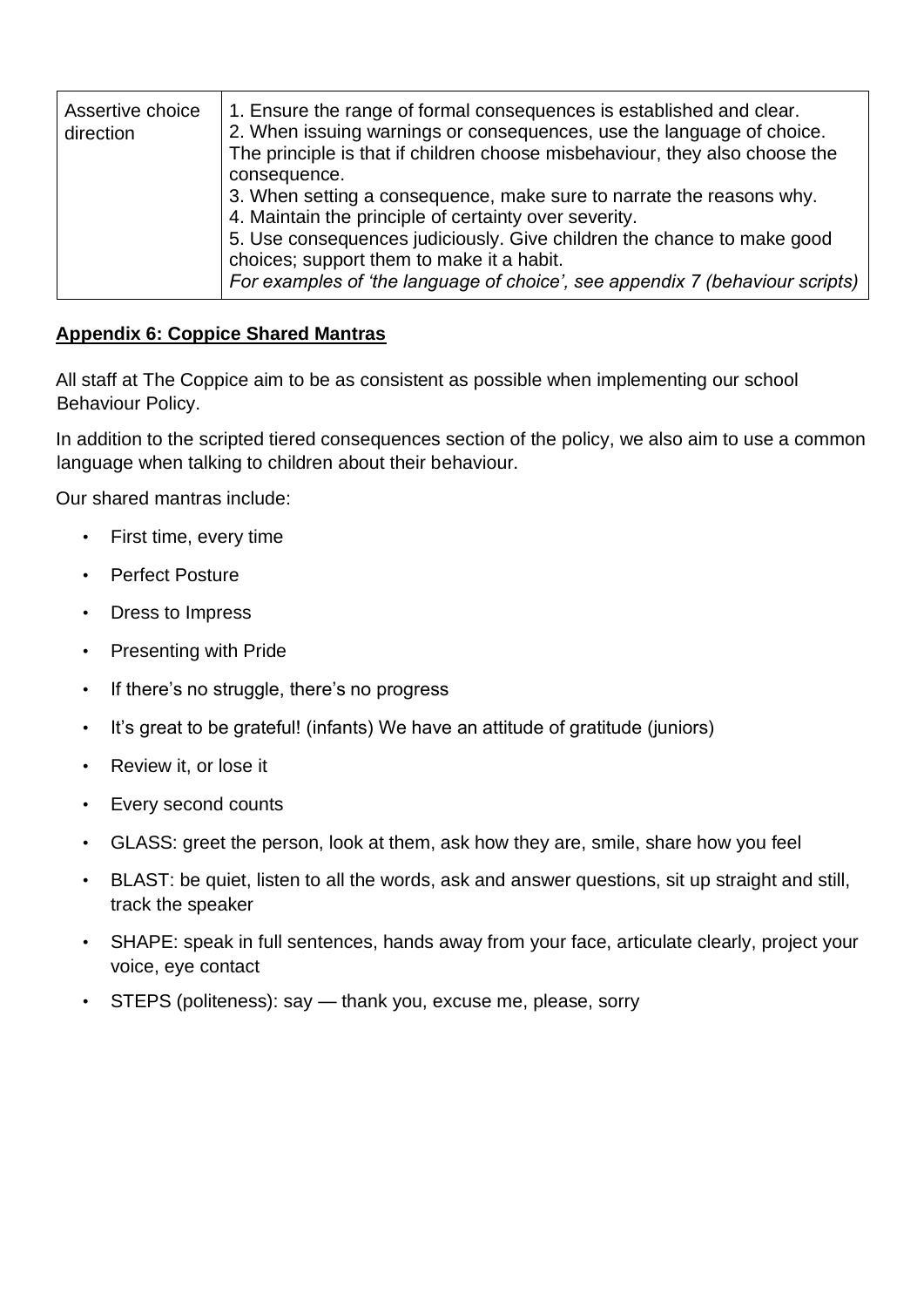| Assertive choice direction | 1. Ensure the range of formal consequences is established and clear.<br>2. When issuing warnings or consequences, use the language of choice. The principle is that if children choose misbehaviour, they also choose the consequence.<br>3. When setting a consequence, make sure to narrate the reasons why.<br>4. Maintain the principle of certainty over severity.<br>5. Use consequences judiciously. Give children the chance to make good choices; support them to make it a habit.<br>*For examples of 'the language of choice', see appendix 7 (behaviour scripts)* |
|---|---|

## **Appendix 6: Coppice Shared Mantras**

All staff at The Coppice aim to be as consistent as possible when implementing our school Behaviour Policy.

In addition to the scripted tiered consequences section of the policy, we also aim to use a common language when talking to children about their behaviour.

Our shared mantras include:

- First time, every time
- Perfect Posture
- Dress to Impress
- Presenting with Pride
- If there's no struggle, there's no progress
- It's great to be grateful! (infants) We have an attitude of gratitude (juniors)
- Review it, or lose it
- Every second counts
- GLASS: greet the person, look at them, ask how they are, smile, share how you feel
- BLAST: be quiet, listen to all the words, ask and answer questions, sit up straight and still, track the speaker
- SHAPE: speak in full sentences, hands away from your face, articulate clearly, project your voice, eye contact
- STEPS (politeness): say — thank you, excuse me, please, sorry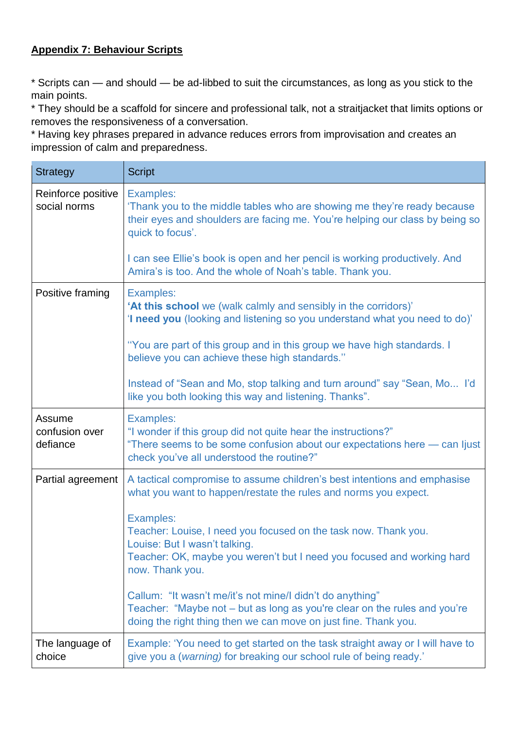**Appendix 7: Behaviour Scripts**

* Scripts can — and should — be ad-libbed to suit the circumstances, as long as you stick to the main points.
* They should be a scaffold for sincere and professional talk, not a straitjacket that limits options or removes the responsiveness of a conversation.
* Having key phrases prepared in advance reduces errors from improvisation and creates an impression of calm and preparedness.

| Strategy | Script |
|---|---|
| Reinforce positive social norms | Examples:<br>'Thank you to the middle tables who are showing me they're ready because their eyes and shoulders are facing me. You're helping our class by being so quick to focus'.<br><br>I can see Ellie's book is open and her pencil is working productively. And Amira's is too. And the whole of Noah's table. Thank you. |
| Positive framing | Examples:<br>'**At this school** we (walk calmly and sensibly in the corridors)'<br>'**I need you** (looking and listening so you understand what you need to do)'<br><br>''You are part of this group and in this group we have high standards. I believe you can achieve these high standards.''<br><br>Instead of "Sean and Mo, stop talking and turn around" say "Sean, Mo... I'd like you both looking this way and listening. Thanks". |
| Assume confusion over defiance | Examples:<br>"I wonder if this group did not quite hear the instructions?"<br>"There seems to be some confusion about our expectations here — can Ijust check you've all understood the routine?" |
| Partial agreement | A tactical compromise to assume children's best intentions and emphasise what you want to happen/restate the rules and norms you expect.<br><br>Examples:<br>Teacher: Louise, I need you focused on the task now. Thank you.<br>Louise: But I wasn't talking.<br>Teacher: OK, maybe you weren't but I need you focused and working hard now. Thank you.<br><br>Callum: "It wasn't me/it's not mine/I didn't do anything"<br>Teacher: "Maybe not – but as long as you're clear on the rules and you're doing the right thing then we can move on just fine. Thank you. |
| The language of choice | Example: 'You need to get started on the task straight away or I will have to give you a (*warning*) for breaking our school rule of being ready.' |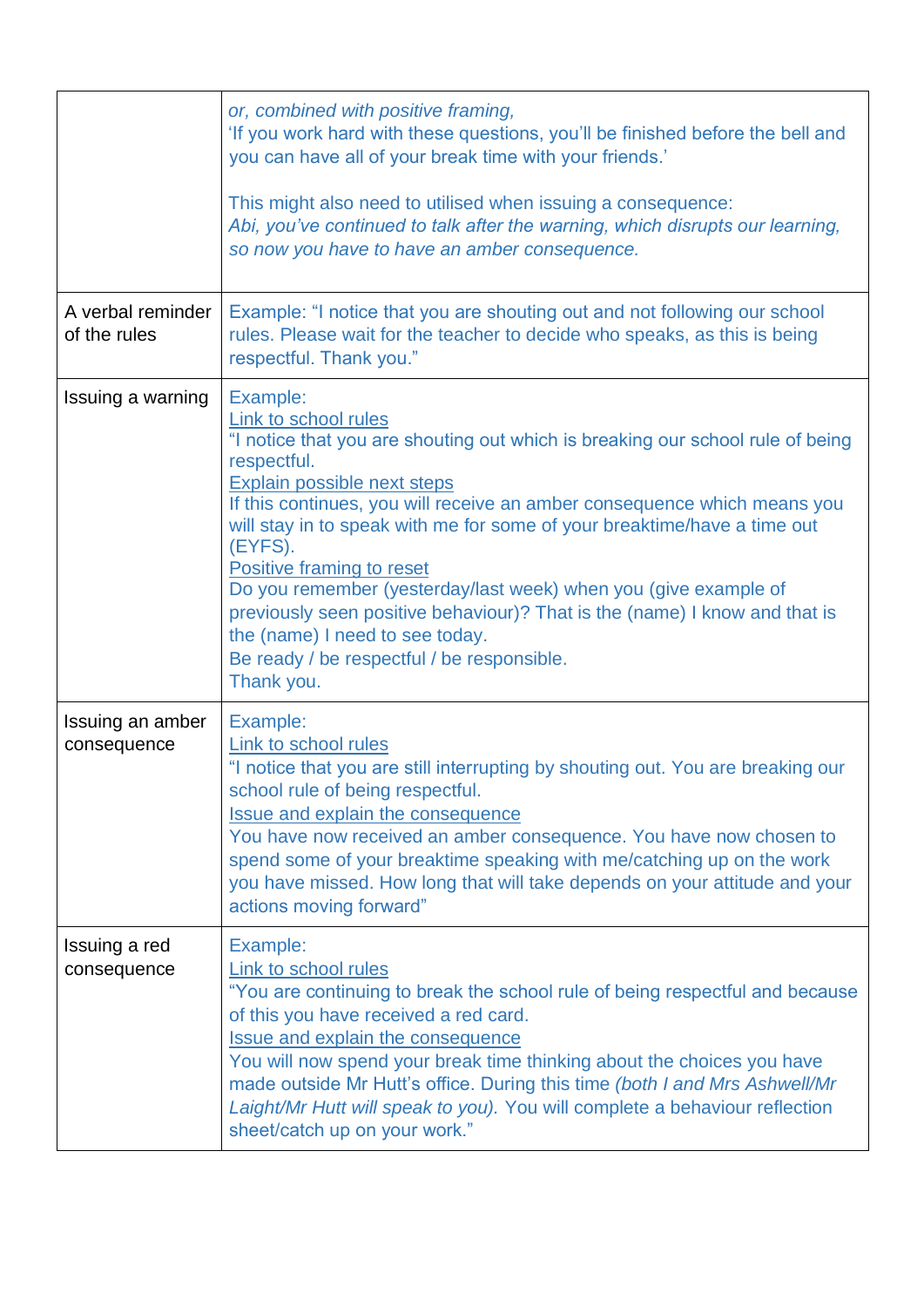| | |
|---|---|
| | *or, combined with positive framing,*<br>'If you work hard with these questions, you'll be finished before the bell and you can have all of your break time with your friends.'<br><br>This might also need to utilised when issuing a consequence:<br>*Abi, you've continued to talk after the warning, which disrupts our learning, so now you have to have an amber consequence.* |
| A verbal reminder of the rules | Example: "I notice that you are shouting out and not following our school rules. Please wait for the teacher to decide who speaks, as this is being respectful. Thank you." |
| Issuing a warning | Example:<br><u>Link to school rules</u><br>"I notice that you are shouting out which is breaking our school rule of being respectful.<br><u>Explain possible next steps</u><br>If this continues, you will receive an amber consequence which means you will stay in to speak with me for some of your breaktime/have a time out (EYFS).<br><u>Positive framing to reset</u><br>Do you remember (yesterday/last week) when you (give example of previously seen positive behaviour)? That is the (name) I know and that is the (name) I need to see today.<br>Be ready / be respectful / be responsible.<br>Thank you. |
| Issuing an amber consequence | Example:<br><u>Link to school rules</u><br>"I notice that you are still interrupting by shouting out. You are breaking our school rule of being respectful.<br><u>Issue and explain the consequence</u><br>You have now received an amber consequence. You have now chosen to spend some of your breaktime speaking with me/catching up on the work you have missed. How long that will take depends on your attitude and your actions moving forward" |
| Issuing a red consequence | Example:<br><u>Link to school rules</u><br>"You are continuing to break the school rule of being respectful and because of this you have received a red card.<br><u>Issue and explain the consequence</u><br>You will now spend your break time thinking about the choices you have made outside Mr Hutt's office. During this time *(both I and Mrs Ashwell/Mr Laight/Mr Hutt will speak to you).* You will complete a behaviour reflection sheet/catch up on your work." |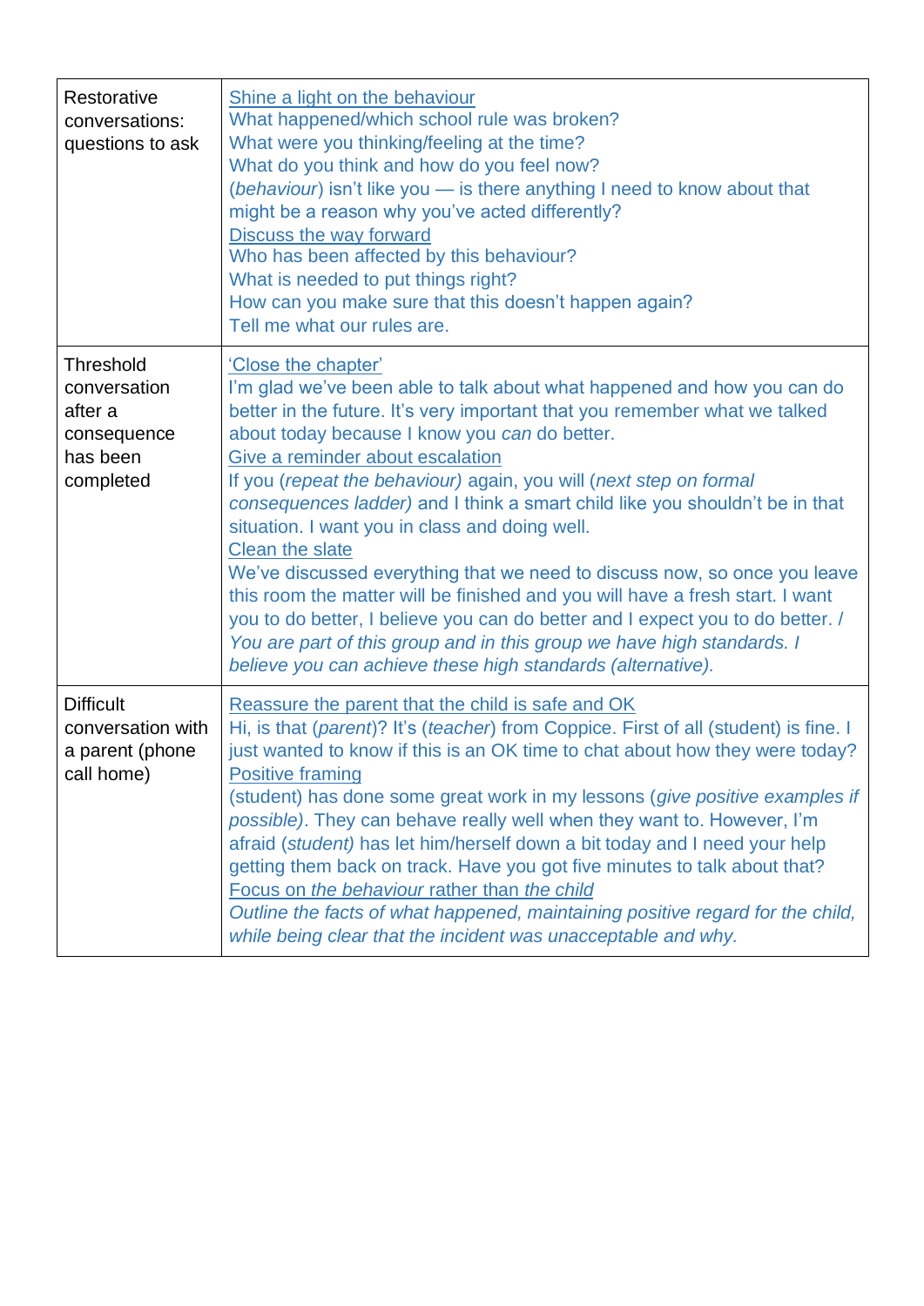| | |
|---|---|
| Restorative conversations: questions to ask | Shine a light on the behaviour<br>What happened/which school rule was broken?<br>What were you thinking/feeling at the time?<br>What do you think and how do you feel now?<br>(*behaviour*) isn't like you — is there anything I need to know about that might be a reason why you've acted differently?<br>Discuss the way forward<br>Who has been affected by this behaviour?<br>What is needed to put things right?<br>How can you make sure that this doesn't happen again?<br>Tell me what our rules are. |
| Threshold conversation after a consequence has been completed | 'Close the chapter'<br>I'm glad we've been able to talk about what happened and how you can do better in the future. It's very important that you remember what we talked about today because I know you *can* do better.<br>Give a reminder about escalation<br>If you (*repeat the behaviour)* again, you will (*next step on formal consequences ladder)* and I think a smart child like you shouldn't be in that situation. I want you in class and doing well.<br>Clean the slate<br>We've discussed everything that we need to discuss now, so once you leave this room the matter will be finished and you will have a fresh start. I want you to do better, I believe you can do better and I expect you to do better. / *You are part of this group and in this group we have high standards. I believe you can achieve these high standards (alternative).* |
| Difficult conversation with a parent (phone call home) | Reassure the parent that the child is safe and OK<br>Hi, is that (*parent*)? It's (*teacher*) from Coppice. First of all (student) is fine. I just wanted to know if this is an OK time to chat about how they were today?<br>Positive framing<br>(student) has done some great work in my lessons (*give positive examples if possible)*. They can behave really well when they want to. However, I'm afraid (*student)* has let him/herself down a bit today and I need your help getting them back on track. Have you got five minutes to talk about that?<br>Focus on *the behaviour* rather than *the child*<br>*Outline the facts of what happened, maintaining positive regard for the child, while being clear that the incident was unacceptable and why.* |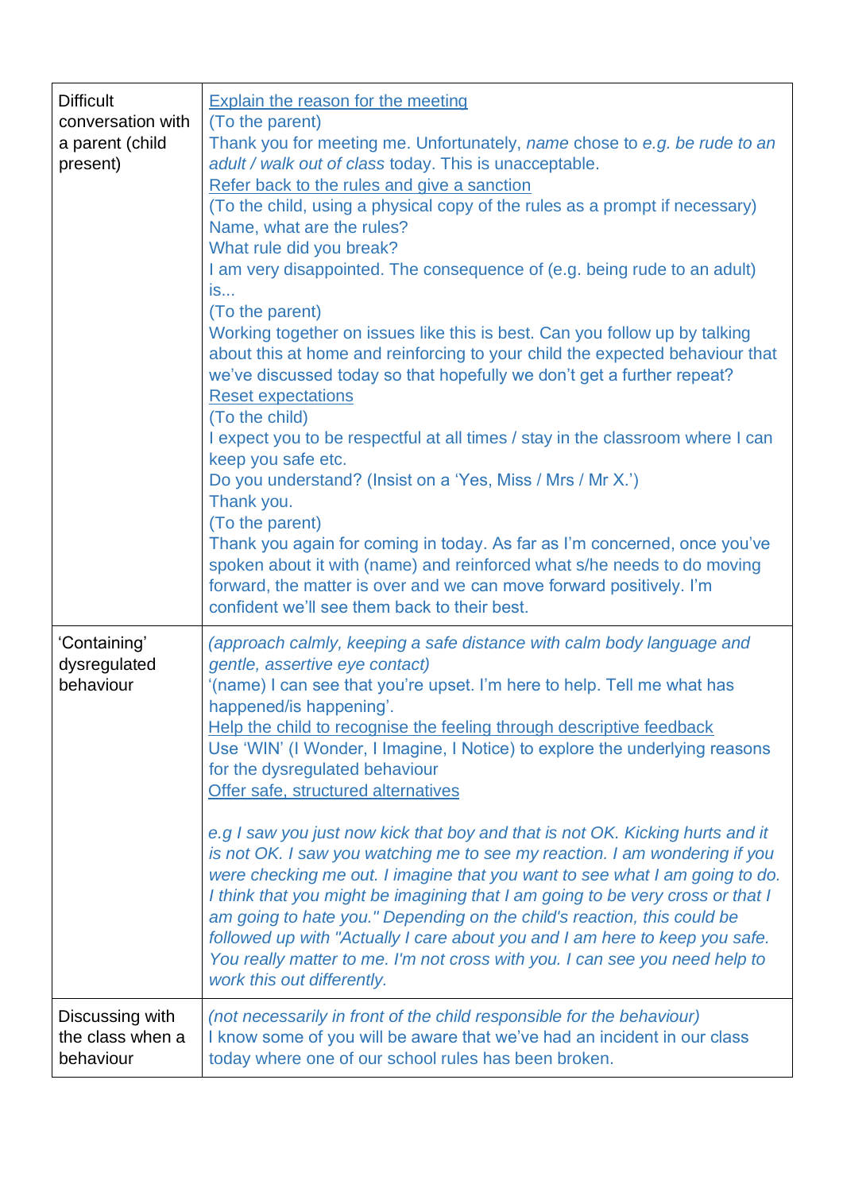| | |
|---|---|
| Difficult conversation with a parent (child present) | Explain the reason for the meeting<br>(To the parent)<br>Thank you for meeting me. Unfortunately, *name* chose to *e.g. be rude to an adult / walk out of class* today. This is unacceptable.<br>Refer back to the rules and give a sanction<br>(To the child, using a physical copy of the rules as a prompt if necessary)<br>Name, what are the rules?<br>What rule did you break?<br>I am very disappointed. The consequence of (e.g. being rude to an adult) is...<br>(To the parent)<br>Working together on issues like this is best. Can you follow up by talking about this at home and reinforcing to your child the expected behaviour that we've discussed today so that hopefully we don't get a further repeat?<br>Reset expectations<br>(To the child)<br>I expect you to be respectful at all times / stay in the classroom where I can keep you safe etc.<br>Do you understand? (Insist on a 'Yes, Miss / Mrs / Mr X.')<br>Thank you.<br>(To the parent)<br>Thank you again for coming in today. As far as I'm concerned, once you've spoken about it with (name) and reinforced what s/he needs to do moving forward, the matter is over and we can move forward positively. I'm confident we'll see them back to their best. |
| 'Containing' dysregulated behaviour | *(approach calmly, keeping a safe distance with calm body language and gentle, assertive eye contact)*<br>'(name) I can see that you're upset. I'm here to help. Tell me what has happened/is happening'.<br>Help the child to recognise the feeling through descriptive feedback<br>Use 'WIN' (I Wonder, I Imagine, I Notice) to explore the underlying reasons for the dysregulated behaviour<br>Offer safe, structured alternatives<br><br>*e.g I saw you just now kick that boy and that is not OK. Kicking hurts and it is not OK. I saw you watching me to see my reaction. I am wondering if you were checking me out. I imagine that you want to see what I am going to do. I think that you might be imagining that I am going to be very cross or that I am going to hate you." Depending on the child's reaction, this could be followed up with "Actually I care about you and I am here to keep you safe. You really matter to me. I'm not cross with you. I can see you need help to work this out differently.* |
| Discussing with the class when a behaviour | *(not necessarily in front of the child responsible for the behaviour)*<br>I know some of you will be aware that we've had an incident in our class today where one of our school rules has been broken. |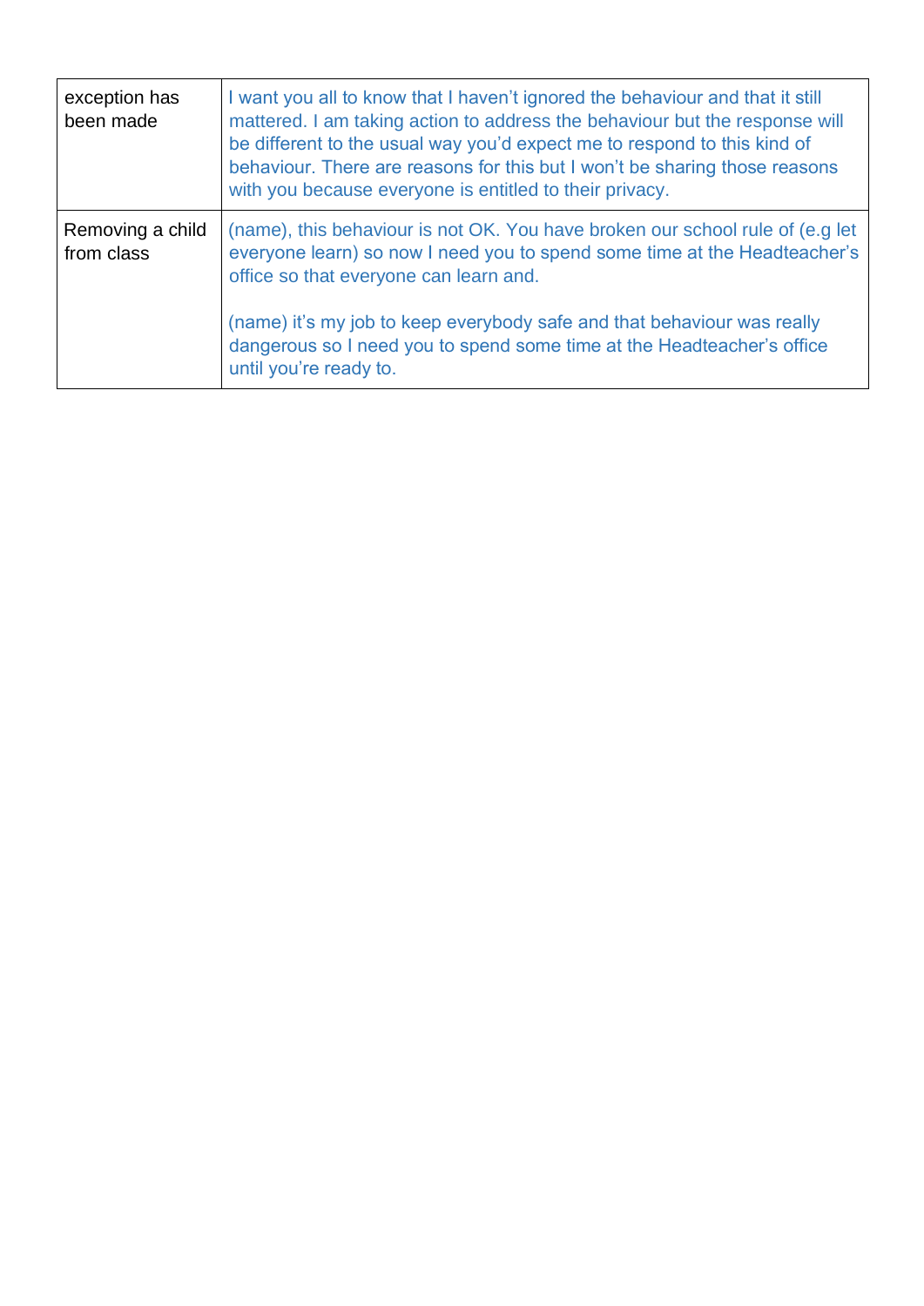| | |
|---|---|
| exception has been made | I want you all to know that I haven't ignored the behaviour and that it still mattered. I am taking action to address the behaviour but the response will be different to the usual way you'd expect me to respond to this kind of behaviour. There are reasons for this but I won't be sharing those reasons with you because everyone is entitled to their privacy. |
| Removing a child from class | (name), this behaviour is not OK. You have broken our school rule of (e.g let everyone learn) so now I need you to spend some time at the Headteacher's office so that everyone can learn and.<br><br>(name) it's my job to keep everybody safe and that behaviour was really dangerous so I need you to spend some time at the Headteacher's office until you're ready to. |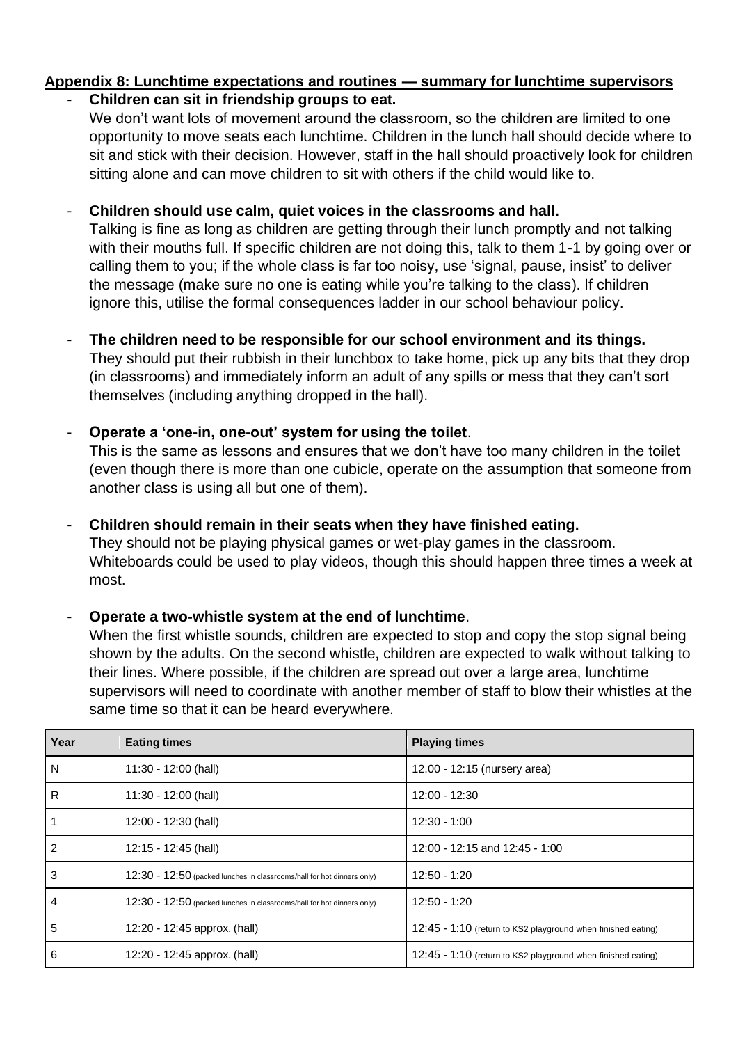## Appendix 8: Lunchtime expectations and routines — summary for lunchtime supervisors

- **Children can sit in friendship groups to eat.**
  We don't want lots of movement around the classroom, so the children are limited to one opportunity to move seats each lunchtime. Children in the lunch hall should decide where to sit and stick with their decision. However, staff in the hall should proactively look for children sitting alone and can move children to sit with others if the child would like to.

- **Children should use calm, quiet voices in the classrooms and hall.**
  Talking is fine as long as children are getting through their lunch promptly and not talking with their mouths full. If specific children are not doing this, talk to them 1-1 by going over or calling them to you; if the whole class is far too noisy, use 'signal, pause, insist' to deliver the message (make sure no one is eating while you're talking to the class). If children ignore this, utilise the formal consequences ladder in our school behaviour policy.

- **The children need to be responsible for our school environment and its things.**
  They should put their rubbish in their lunchbox to take home, pick up any bits that they drop (in classrooms) and immediately inform an adult of any spills or mess that they can't sort themselves (including anything dropped in the hall).

- **Operate a 'one-in, one-out' system for using the toilet**.
  This is the same as lessons and ensures that we don't have too many children in the toilet (even though there is more than one cubicle, operate on the assumption that someone from another class is using all but one of them).

- **Children should remain in their seats when they have finished eating.**
  They should not be playing physical games or wet-play games in the classroom. Whiteboards could be used to play videos, though this should happen three times a week at most.

- **Operate a two-whistle system at the end of lunchtime**.
  When the first whistle sounds, children are expected to stop and copy the stop signal being shown by the adults. On the second whistle, children are expected to walk without talking to their lines. Where possible, if the children are spread out over a large area, lunchtime supervisors will need to coordinate with another member of staff to blow their whistles at the same time so that it can be heard everywhere.

| Year | Eating times | Playing times |
|---|---|---|
| N | 11:30 - 12:00 (hall) | 12.00 - 12:15 (nursery area) |
| R | 11:30 - 12:00 (hall) | 12:00 - 12:30 |
| 1 | 12:00 - 12:30 (hall) | 12:30 - 1:00 |
| 2 | 12:15 - 12:45 (hall) | 12:00 - 12:15 and 12:45 - 1:00 |
| 3 | 12:30 - 12:50 (packed lunches in classrooms/hall for hot dinners only) | 12:50 - 1:20 |
| 4 | 12:30 - 12:50 (packed lunches in classrooms/hall for hot dinners only) | 12:50 - 1:20 |
| 5 | 12:20 - 12:45 approx. (hall) | 12:45 - 1:10 (return to KS2 playground when finished eating) |
| 6 | 12:20 - 12:45 approx. (hall) | 12:45 - 1:10 (return to KS2 playground when finished eating) |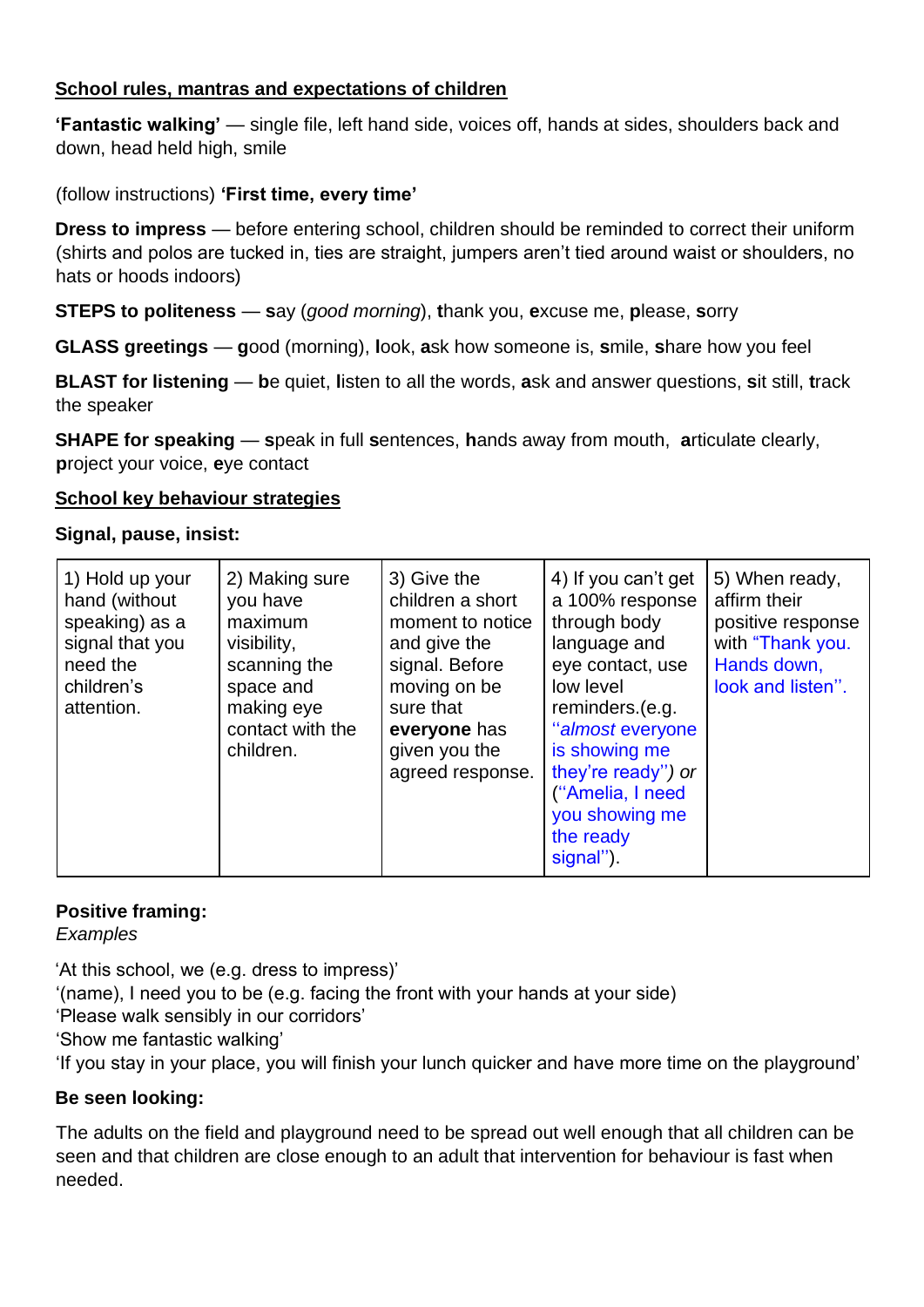**<u>School rules, mantras and expectations of children</u>**

**'Fantastic walking'** — single file, left hand side, voices off, hands at sides, shoulders back and down, head held high, smile

(follow instructions) **'First time, every time'**

**Dress to impress** — before entering school, children should be reminded to correct their uniform (shirts and polos are tucked in, ties are straight, jumpers aren't tied around waist or shoulders, no hats or hoods indoors)

**STEPS to politeness** — **s**ay (*good morning*), **t**hank you, **e**xcuse me, **p**lease, **s**orry

**GLASS greetings** — **g**ood (morning), **l**ook, **a**sk how someone is, **s**mile, **s**hare how you feel

**BLAST for listening** — **b**e quiet, **l**isten to all the words, **a**sk and answer questions, **s**it still, **t**rack the speaker

**SHAPE for speaking** — **s**peak in full **s**entences, **h**ands away from mouth, **a**rticulate clearly, **p**roject your voice, **e**ye contact

**<u>School key behaviour strategies</u>**

**Signal, pause, insist:**

| 1) Hold up your hand (without speaking) as a signal that you need the children's attention. | 2) Making sure you have maximum visibility, scanning the space and making eye contact with the children. | 3) Give the children a short moment to notice and give the signal. Before moving on be sure that **everyone** has given you the agreed response. | 4) If you can't get a 100% response through body language and eye contact, use low level reminders.(e.g. "*almost* everyone is showing me they're ready"*) or* ("Amelia, I need you showing me the ready signal"). | 5) When ready, affirm their positive response with "Thank you. Hands down, look and listen". |
|---|---|---|---|---|

**Positive framing:**
*Examples*

'At this school, we (e.g. dress to impress)'
'(name), I need you to be (e.g. facing the front with your hands at your side)
'Please walk sensibly in our corridors'
'Show me fantastic walking'
'If you stay in your place, you will finish your lunch quicker and have more time on the playground'

**Be seen looking:**

The adults on the field and playground need to be spread out well enough that all children can be seen and that children are close enough to an adult that intervention for behaviour is fast when needed.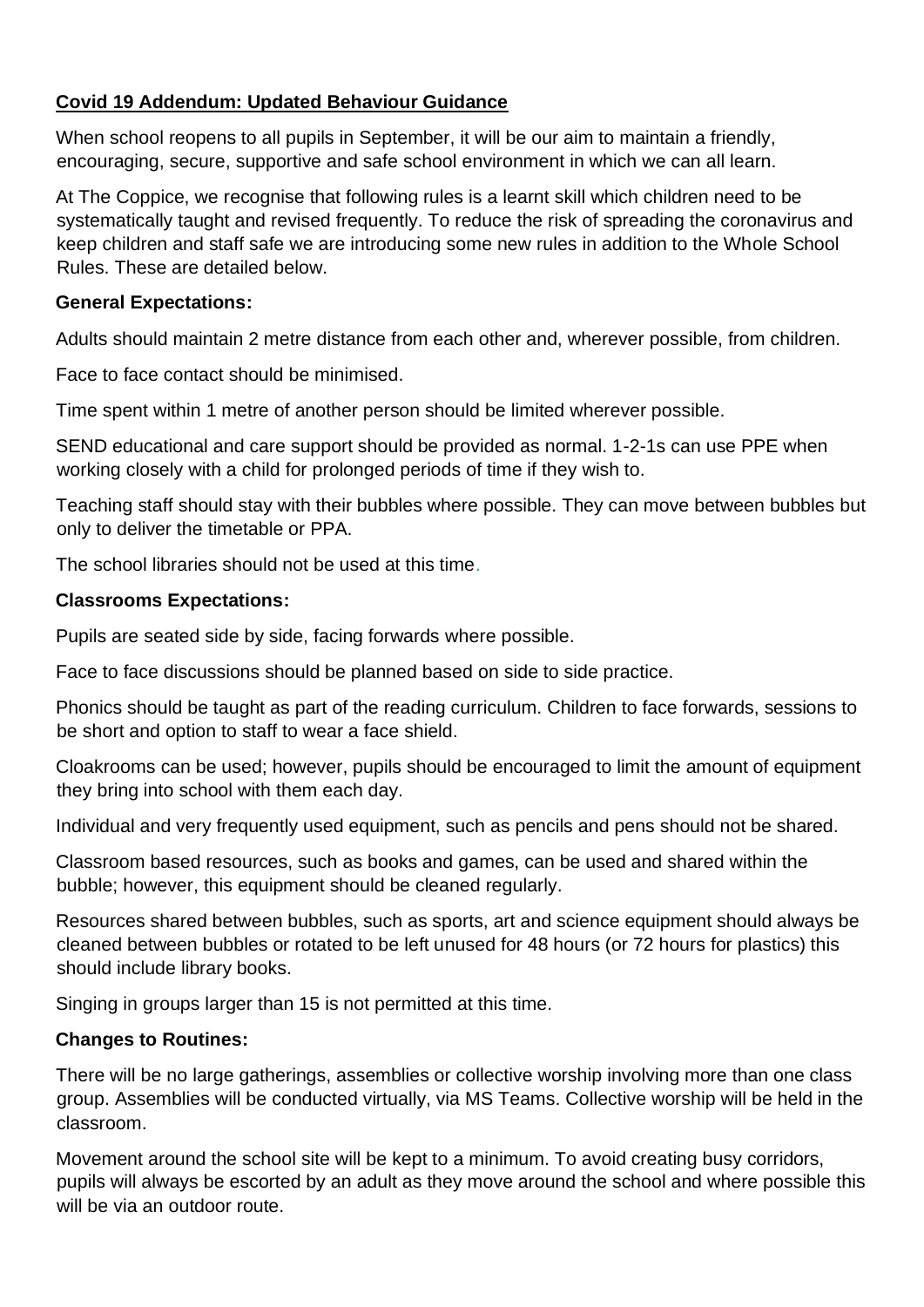## Covid 19 Addendum: Updated Behaviour Guidance

When school reopens to all pupils in September, it will be our aim to maintain a friendly, encouraging, secure, supportive and safe school environment in which we can all learn.

At The Coppice, we recognise that following rules is a learnt skill which children need to be systematically taught and revised frequently. To reduce the risk of spreading the coronavirus and keep children and staff safe we are introducing some new rules in addition to the Whole School Rules. These are detailed below.

### General Expectations:

Adults should maintain 2 metre distance from each other and, wherever possible, from children.

Face to face contact should be minimised.

Time spent within 1 metre of another person should be limited wherever possible.

SEND educational and care support should be provided as normal. 1-2-1s can use PPE when working closely with a child for prolonged periods of time if they wish to.

Teaching staff should stay with their bubbles where possible. They can move between bubbles but only to deliver the timetable or PPA.

The school libraries should not be used at this time.

### Classrooms Expectations:

Pupils are seated side by side, facing forwards where possible.

Face to face discussions should be planned based on side to side practice.

Phonics should be taught as part of the reading curriculum. Children to face forwards, sessions to be short and option to staff to wear a face shield.

Cloakrooms can be used; however, pupils should be encouraged to limit the amount of equipment they bring into school with them each day.

Individual and very frequently used equipment, such as pencils and pens should not be shared.

Classroom based resources, such as books and games, can be used and shared within the bubble; however, this equipment should be cleaned regularly.

Resources shared between bubbles, such as sports, art and science equipment should always be cleaned between bubbles or rotated to be left unused for 48 hours (or 72 hours for plastics) this should include library books.

Singing in groups larger than 15 is not permitted at this time.

### Changes to Routines:

There will be no large gatherings, assemblies or collective worship involving more than one class group. Assemblies will be conducted virtually, via MS Teams. Collective worship will be held in the classroom.

Movement around the school site will be kept to a minimum. To avoid creating busy corridors, pupils will always be escorted by an adult as they move around the school and where possible this will be via an outdoor route.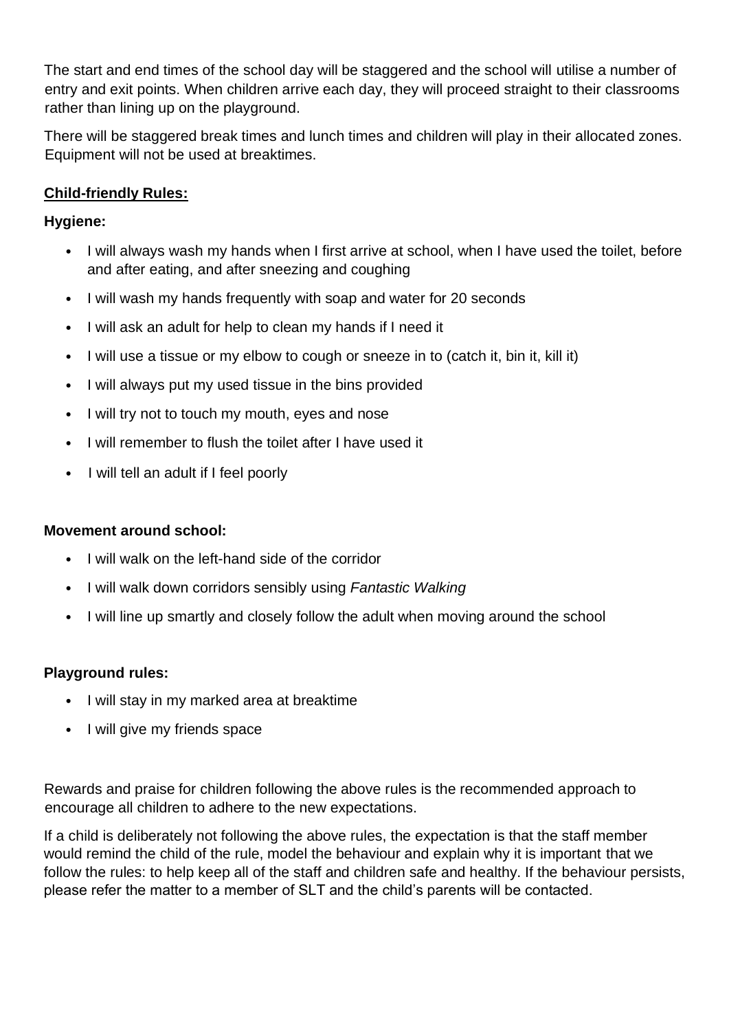The start and end times of the school day will be staggered and the school will utilise a number of entry and exit points. When children arrive each day, they will proceed straight to their classrooms rather than lining up on the playground.

There will be staggered break times and lunch times and children will play in their allocated zones. Equipment will not be used at breaktimes.

**Child-friendly Rules:**

**Hygiene:**

- I will always wash my hands when I first arrive at school, when I have used the toilet, before and after eating, and after sneezing and coughing
- I will wash my hands frequently with soap and water for 20 seconds
- I will ask an adult for help to clean my hands if I need it
- I will use a tissue or my elbow to cough or sneeze in to (catch it, bin it, kill it)
- I will always put my used tissue in the bins provided
- I will try not to touch my mouth, eyes and nose
- I will remember to flush the toilet after I have used it
- I will tell an adult if I feel poorly

**Movement around school:**

- I will walk on the left-hand side of the corridor
- I will walk down corridors sensibly using *Fantastic Walking*
- I will line up smartly and closely follow the adult when moving around the school

**Playground rules:**

- I will stay in my marked area at breaktime
- I will give my friends space

Rewards and praise for children following the above rules is the recommended approach to encourage all children to adhere to the new expectations.

If a child is deliberately not following the above rules, the expectation is that the staff member would remind the child of the rule, model the behaviour and explain why it is important that we follow the rules: to help keep all of the staff and children safe and healthy. If the behaviour persists, please refer the matter to a member of SLT and the child's parents will be contacted.